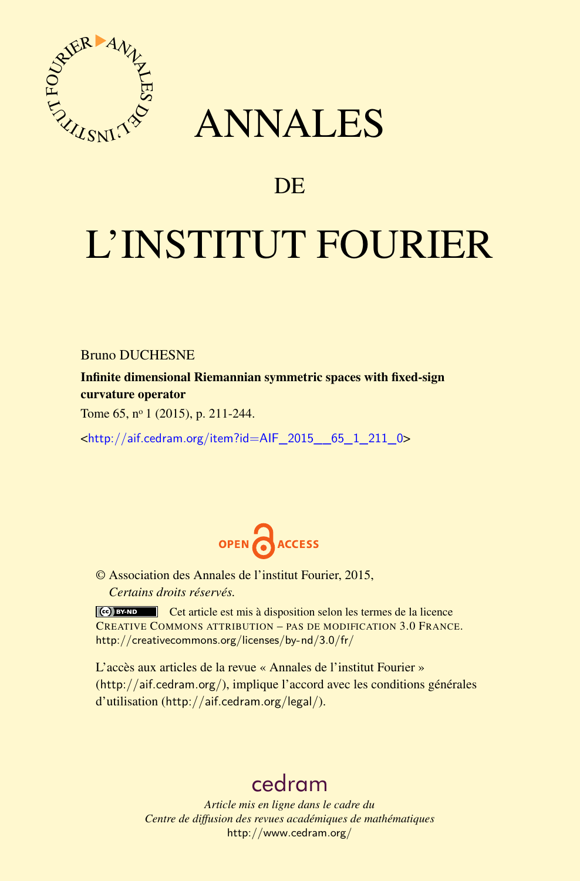# ANNALES

## DE

# L'INSTITUT FOURIER

Bruno DUCHESNE

**Infinite dimensional Riemannian symmetric spaces with fixed-sign curvature operator**

Tome 65, nº 1 (2015), p. 211-244.

<http://aif.cedram.org/item?id=AIF_2015__65_1_211_0>

© Association des Annales de l'institut Fourier, 2015,
*Certains droits réservés.*

Cet article est mis à disposition selon les termes de la licence CREATIVE COMMONS ATTRIBUTION – PAS DE MODIFICATION 3.0 FRANCE.
http://creativecommons.org/licenses/by-nd/3.0/fr/

L'accès aux articles de la revue « Annales de l'institut Fourier » (http://aif.cedram.org/), implique l'accord avec les conditions générales d'utilisation (http://aif.cedram.org/legal/).

cedram

*Article mis en ligne dans le cadre du*
*Centre de diffusion des revues académiques de mathématiques*
http://www.cedram.org/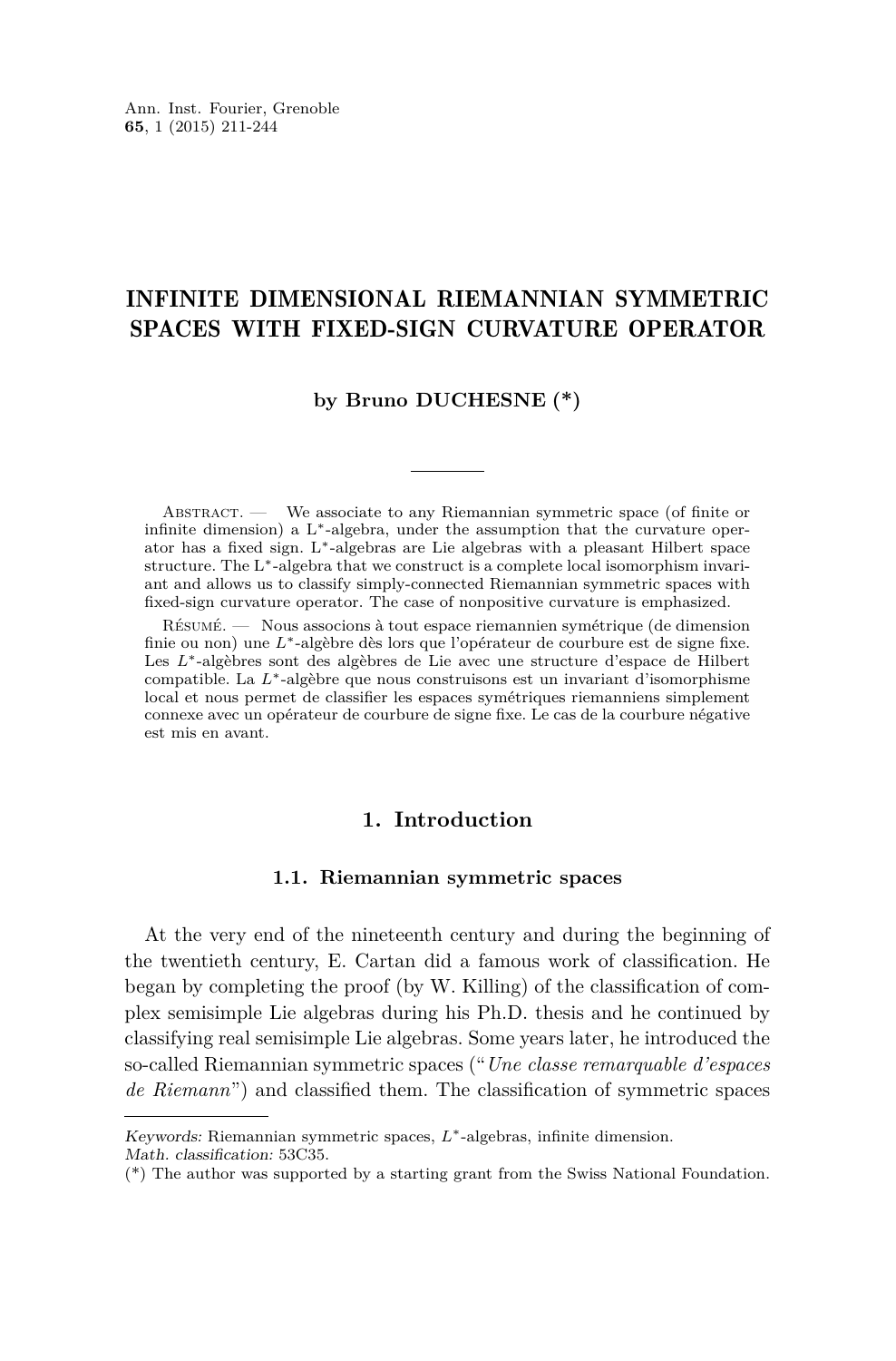# INFINITE DIMENSIONAL RIEMANNIAN SYMMETRIC SPACES WITH FIXED-SIGN CURVATURE OPERATOR

**by Bruno DUCHESNE (*)**

Abstract. — We associate to any Riemannian symmetric space (of finite or infinite dimension) a L*-algebra, under the assumption that the curvature operator has a fixed sign. L*-algebras are Lie algebras with a pleasant Hilbert space structure. The L*-algebra that we construct is a complete local isomorphism invariant and allows us to classify simply-connected Riemannian symmetric spaces with fixed-sign curvature operator. The case of nonpositive curvature is emphasized.

Résumé. — Nous associons à tout espace riemannien symétrique (de dimension finie ou non) une $L^*$-algèbre dès lors que l'opérateur de courbure est de signe fixe. Les $L^*$-algèbres sont des algèbres de Lie avec une structure d'espace de Hilbert compatible. La $L^*$-algèbre que nous construisons est un invariant d'isomorphisme local et nous permet de classifier les espaces symétriques riemanniens simplement connexe avec un opérateur de courbure de signe fixe. Le cas de la courbure négative est mis en avant.

## 1. Introduction

### 1.1. Riemannian symmetric spaces

At the very end of the nineteenth century and during the beginning of the twentieth century, E. Cartan did a famous work of classification. He began by completing the proof (by W. Killing) of the classification of complex semisimple Lie algebras during his Ph.D. thesis and he continued by classifying real semisimple Lie algebras. Some years later, he introduced the so-called Riemannian symmetric spaces ("*Une classe remarquable d'espaces de Riemann*") and classified them. The classification of symmetric spaces

*Keywords:* Riemannian symmetric spaces, $L^*$-algebras, infinite dimension.
*Math. classification:* 53C35.
(*) The author was supported by a starting grant from the Swiss National Foundation.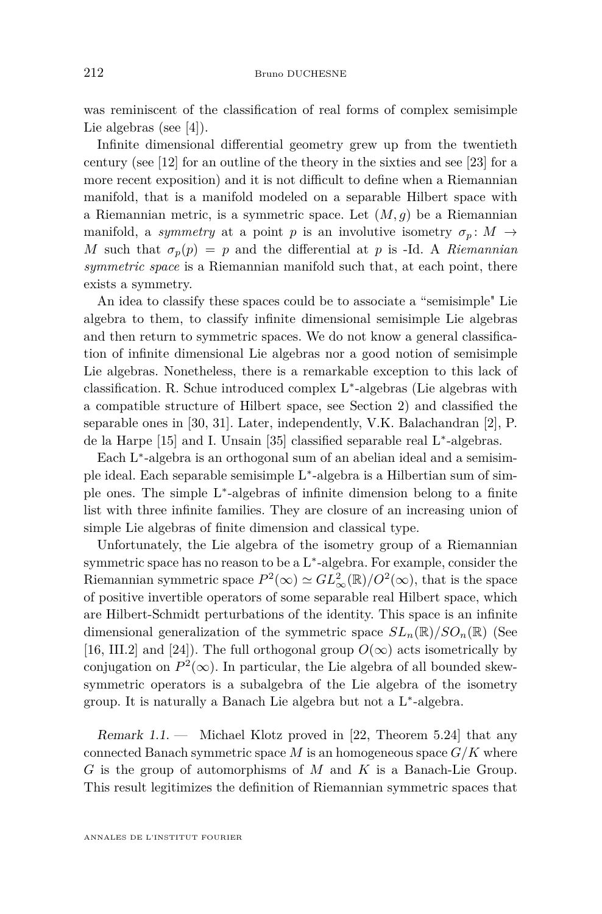was reminiscent of the classification of real forms of complex semisimple Lie algebras (see [4]).

Infinite dimensional differential geometry grew up from the twentieth century (see [12] for an outline of the theory in the sixties and see [23] for a more recent exposition) and it is not difficult to define when a Riemannian manifold, that is a manifold modeled on a separable Hilbert space with a Riemannian metric, is a symmetric space. Let $(M,g)$ be a Riemannian manifold, a *symmetry* at a point $p$ is an involutive isometry $\sigma_p\colon M \to M$ such that $\sigma_p(p) = p$ and the differential at $p$ is -Id. A *Riemannian symmetric space* is a Riemannian manifold such that, at each point, there exists a symmetry.

An idea to classify these spaces could be to associate a "semisimple" Lie algebra to them, to classify infinite dimensional semisimple Lie algebras and then return to symmetric spaces. We do not know a general classification of infinite dimensional Lie algebras nor a good notion of semisimple Lie algebras. Nonetheless, there is a remarkable exception to this lack of classification. R. Schue introduced complex L*-algebras (Lie algebras with a compatible structure of Hilbert space, see Section 2) and classified the separable ones in [30, 31]. Later, independently, V.K. Balachandran [2], P. de la Harpe [15] and I. Unsain [35] classified separable real L*-algebras.

Each L*-algebra is an orthogonal sum of an abelian ideal and a semisimple ideal. Each separable semisimple L*-algebra is a Hilbertian sum of simple ones. The simple L*-algebras of infinite dimension belong to a finite list with three infinite families. They are closure of an increasing union of simple Lie algebras of finite dimension and classical type.

Unfortunately, the Lie algebra of the isometry group of a Riemannian symmetric space has no reason to be a L*-algebra. For example, consider the Riemannian symmetric space $P^2(\infty) \simeq GL^2_\infty(\mathbb{R})/O^2(\infty)$, that is the space of positive invertible operators of some separable real Hilbert space, which are Hilbert-Schmidt perturbations of the identity. This space is an infinite dimensional generalization of the symmetric space $SL_n(\mathbb{R})/SO_n(\mathbb{R})$ (See [16, III.2] and [24]). The full orthogonal group $O(\infty)$ acts isometrically by conjugation on $P^2(\infty)$. In particular, the Lie algebra of all bounded skew-symmetric operators is a subalgebra of the Lie algebra of the isometry group. It is naturally a Banach Lie algebra but not a L*-algebra.

*Remark 1.1.* — Michael Klotz proved in [22, Theorem 5.24] that any connected Banach symmetric space $M$ is an homogeneous space $G/K$ where $G$ is the group of automorphisms of $M$ and $K$ is a Banach-Lie Group. This result legitimizes the definition of Riemannian symmetric spaces that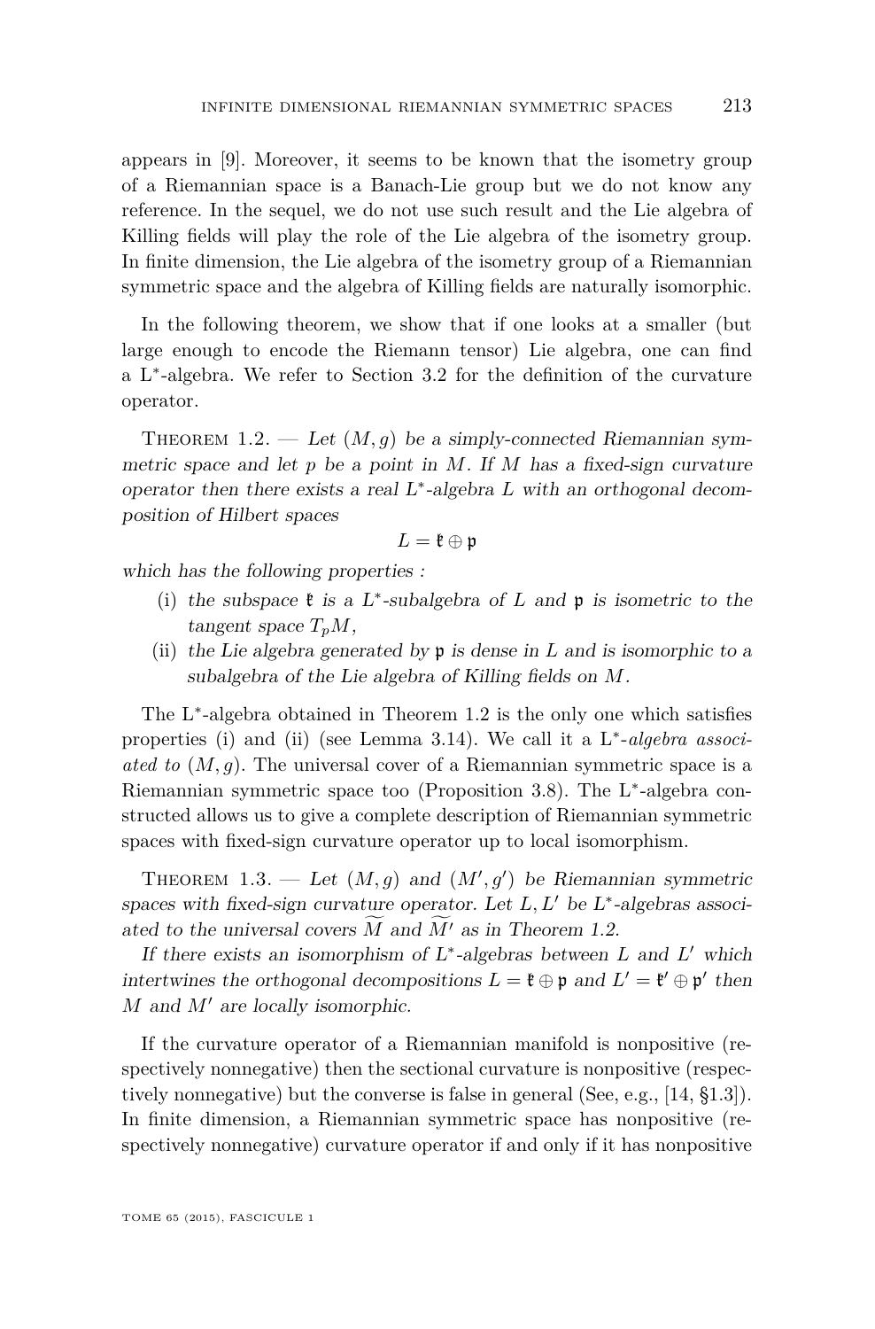appears in [9]. Moreover, it seems to be known that the isometry group of a Riemannian space is a Banach-Lie group but we do not know any reference. In the sequel, we do not use such result and the Lie algebra of Killing fields will play the role of the Lie algebra of the isometry group. In finite dimension, the Lie algebra of the isometry group of a Riemannian symmetric space and the algebra of Killing fields are naturally isomorphic.

In the following theorem, we show that if one looks at a smaller (but large enough to encode the Riemann tensor) Lie algebra, one can find a L*-algebra. We refer to Section 3.2 for the definition of the curvature operator.

Theorem 1.2. — *Let $(M, g)$ be a simply-connected Riemannian symmetric space and let $p$ be a point in $M$. If $M$ has a fixed-sign curvature operator then there exists a real L*-algebra $L$ with an orthogonal decomposition of Hilbert spaces*

$$L = \mathfrak{k} \oplus \mathfrak{p}$$

*which has the following properties :*

(i) *the subspace $\mathfrak{k}$ is a L*-subalgebra of $L$ and $\mathfrak{p}$ is isometric to the tangent space $T_pM$,*

(ii) *the Lie algebra generated by $\mathfrak{p}$ is dense in $L$ and is isomorphic to a subalgebra of the Lie algebra of Killing fields on $M$.*

The L*-algebra obtained in Theorem 1.2 is the only one which satisfies properties (i) and (ii) (see Lemma 3.14). We call it a *L*-algebra associated to* $(M, g)$. The universal cover of a Riemannian symmetric space is a Riemannian symmetric space too (Proposition 3.8). The L*-algebra constructed allows us to give a complete description of Riemannian symmetric spaces with fixed-sign curvature operator up to local isomorphism.

Theorem 1.3. — *Let $(M, g)$ and $(M', g')$ be Riemannian symmetric spaces with fixed-sign curvature operator. Let $L, L'$ be L*-algebras associated to the universal covers $\widetilde{M}$ and $\widetilde{M'}$ as in Theorem 1.2.*

*If there exists an isomorphism of L*-algebras between $L$ and $L'$ which intertwines the orthogonal decompositions $L = \mathfrak{k} \oplus \mathfrak{p}$ and $L' = \mathfrak{k}' \oplus \mathfrak{p}'$ then $M$ and $M'$ are locally isomorphic.*

If the curvature operator of a Riemannian manifold is nonpositive (respectively nonnegative) then the sectional curvature is nonpositive (respectively nonnegative) but the converse is false in general (See, e.g., [14, §1.3]). In finite dimension, a Riemannian symmetric space has nonpositive (respectively nonnegative) curvature operator if and only if it has nonpositive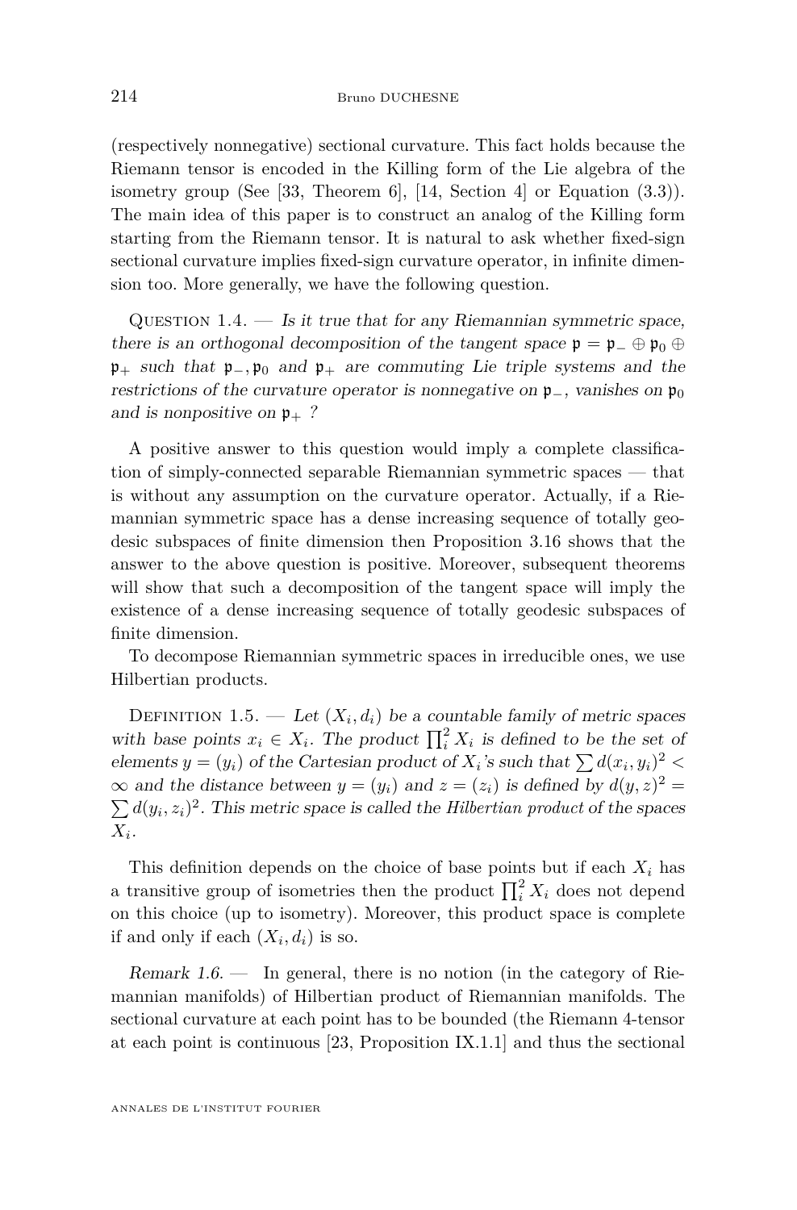(respectively nonnegative) sectional curvature. This fact holds because the Riemann tensor is encoded in the Killing form of the Lie algebra of the isometry group (See [33, Theorem 6], [14, Section 4] or Equation (3.3)). The main idea of this paper is to construct an analog of the Killing form starting from the Riemann tensor. It is natural to ask whether fixed-sign sectional curvature implies fixed-sign curvature operator, in infinite dimension too. More generally, we have the following question.

Question 1.4. — *Is it true that for any Riemannian symmetric space, there is an orthogonal decomposition of the tangent space $\mathfrak{p} = \mathfrak{p}_- \oplus \mathfrak{p}_0 \oplus \mathfrak{p}_+$ such that $\mathfrak{p}_-, \mathfrak{p}_0$ and $\mathfrak{p}_+$ are commuting Lie triple systems and the restrictions of the curvature operator is nonnegative on $\mathfrak{p}_-$, vanishes on $\mathfrak{p}_0$ and is nonpositive on $\mathfrak{p}_+$ ?*

A positive answer to this question would imply a complete classification of simply-connected separable Riemannian symmetric spaces — that is without any assumption on the curvature operator. Actually, if a Riemannian symmetric space has a dense increasing sequence of totally geodesic subspaces of finite dimension then Proposition 3.16 shows that the answer to the above question is positive. Moreover, subsequent theorems will show that such a decomposition of the tangent space will imply the existence of a dense increasing sequence of totally geodesic subspaces of finite dimension.

To decompose Riemannian symmetric spaces in irreducible ones, we use Hilbertian products.

Definition 1.5. — *Let $(X_i, d_i)$ be a countable family of metric spaces with base points $x_i \in X_i$. The product $\prod_i^2 X_i$ is defined to be the set of elements $y = (y_i)$ of the Cartesian product of $X_i$'s such that $\sum d(x_i, y_i)^2 < \infty$ and the distance between $y = (y_i)$ and $z = (z_i)$ is defined by $d(y, z)^2 = \sum d(y_i, z_i)^2$. This metric space is called the Hilbertian product of the spaces $X_i$.*

This definition depends on the choice of base points but if each $X_i$ has a transitive group of isometries then the product $\prod_i^2 X_i$ does not depend on this choice (up to isometry). Moreover, this product space is complete if and only if each $(X_i, d_i)$ is so.

*Remark 1.6.* — In general, there is no notion (in the category of Riemannian manifolds) of Hilbertian product of Riemannian manifolds. The sectional curvature at each point has to be bounded (the Riemann 4-tensor at each point is continuous [23, Proposition IX.1.1] and thus the sectional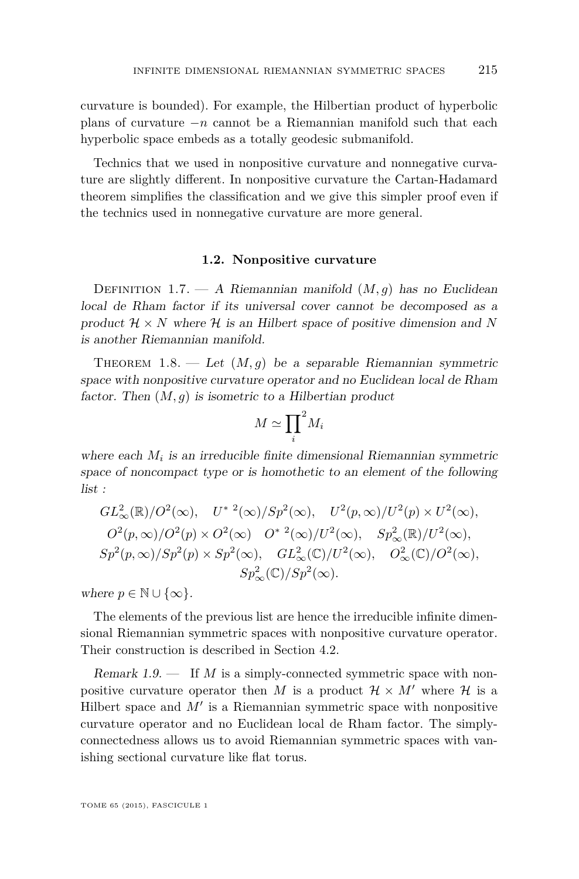curvature is bounded). For example, the Hilbertian product of hyperbolic plans of curvature $-n$ cannot be a Riemannian manifold such that each hyperbolic space embeds as a totally geodesic submanifold.

Technics that we used in nonpositive curvature and nonnegative curvature are slightly different. In nonpositive curvature the Cartan-Hadamard theorem simplifies the classification and we give this simpler proof even if the technics used in nonnegative curvature are more general.

### 1.2. Nonpositive curvature

Definition 1.7. — *A Riemannian manifold $(M,g)$ has no Euclidean local de Rham factor if its universal cover cannot be decomposed as a product $\mathcal{H}\times N$ where $\mathcal{H}$ is an Hilbert space of positive dimension and $N$ is another Riemannian manifold.*

Theorem 1.8. — *Let $(M,g)$ be a separable Riemannian symmetric space with nonpositive curvature operator and no Euclidean local de Rham factor. Then $(M,g)$ is isometric to a Hilbertian product*

$$M \simeq \prod_i^2 M_i$$

*where each $M_i$ is an irreducible finite dimensional Riemannian symmetric space of noncompact type or is homothetic to an element of the following list :*

$$GL^2_\infty(\mathbb{R})/O^2(\infty), \quad U^{*\,2}(\infty)/Sp^2(\infty), \quad U^2(p,\infty)/U^2(p)\times U^2(\infty),$$
$$O^2(p,\infty)/O^2(p)\times O^2(\infty) \quad O^{*\,2}(\infty)/U^2(\infty), \quad Sp^2_\infty(\mathbb{R})/U^2(\infty),$$
$$Sp^2(p,\infty)/Sp^2(p)\times Sp^2(\infty), \quad GL^2_\infty(\mathbb{C})/U^2(\infty), \quad O^2_\infty(\mathbb{C})/O^2(\infty),$$
$$Sp^2_\infty(\mathbb{C})/Sp^2(\infty).$$

*where $p\in\mathbb{N}\cup\{\infty\}$.*

The elements of the previous list are hence the irreducible infinite dimensional Riemannian symmetric spaces with nonpositive curvature operator. Their construction is described in Section 4.2.

*Remark 1.9.* — If $M$ is a simply-connected symmetric space with nonpositive curvature operator then $M$ is a product $\mathcal{H}\times M'$ where $\mathcal{H}$ is a Hilbert space and $M'$ is a Riemannian symmetric space with nonpositive curvature operator and no Euclidean local de Rham factor. The simply-connectedness allows us to avoid Riemannian symmetric spaces with vanishing sectional curvature like flat torus.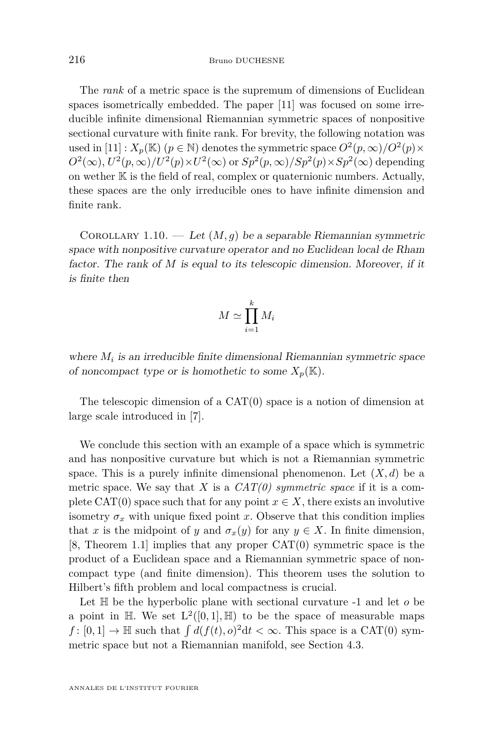The *rank* of a metric space is the supremum of dimensions of Euclidean spaces isometrically embedded. The paper [11] was focused on some irreducible infinite dimensional Riemannian symmetric spaces of nonpositive sectional curvature with finite rank. For brevity, the following notation was used in [11] : $X_p(\mathbb{K})$ ($p \in \mathbb{N}$) denotes the symmetric space $O^2(p,\infty)/O^2(p)\times O^2(\infty)$, $U^2(p,\infty)/U^2(p)\times U^2(\infty)$ or $Sp^2(p,\infty)/Sp^2(p)\times Sp^2(\infty)$ depending on wether $\mathbb{K}$ is the field of real, complex or quaternionic numbers. Actually, these spaces are the only irreducible ones to have infinite dimension and finite rank.

Corollary 1.10. — *Let $(M,g)$ be a separable Riemannian symmetric space with nonpositive curvature operator and no Euclidean local de Rham factor. The rank of $M$ is equal to its telescopic dimension. Moreover, if it is finite then*

$$M \simeq \prod_{i=1}^{k} M_i$$

*where $M_i$ is an irreducible finite dimensional Riemannian symmetric space of noncompact type or is homothetic to some $X_p(\mathbb{K})$.*

The telescopic dimension of a CAT(0) space is a notion of dimension at large scale introduced in [7].

We conclude this section with an example of a space which is symmetric and has nonpositive curvature but which is not a Riemannian symmetric space. This is a purely infinite dimensional phenomenon. Let $(X,d)$ be a metric space. We say that $X$ is a *CAT(0) symmetric space* if it is a complete CAT(0) space such that for any point $x \in X$, there exists an involutive isometry $\sigma_x$ with unique fixed point $x$. Observe that this condition implies that $x$ is the midpoint of $y$ and $\sigma_x(y)$ for any $y \in X$. In finite dimension, [8, Theorem 1.1] implies that any proper CAT(0) symmetric space is the product of a Euclidean space and a Riemannian symmetric space of noncompact type (and finite dimension). This theorem uses the solution to Hilbert's fifth problem and local compactness is crucial.

Let $\mathbb{H}$ be the hyperbolic plane with sectional curvature -1 and let $o$ be a point in $\mathbb{H}$. We set $\mathrm{L}^2([0,1],\mathbb{H})$ to be the space of measurable maps $f\colon [0,1] \to \mathbb{H}$ such that $\int d(f(t),o)^2 \mathrm{d}t < \infty$. This space is a CAT(0) symmetric space but not a Riemannian manifold, see Section 4.3.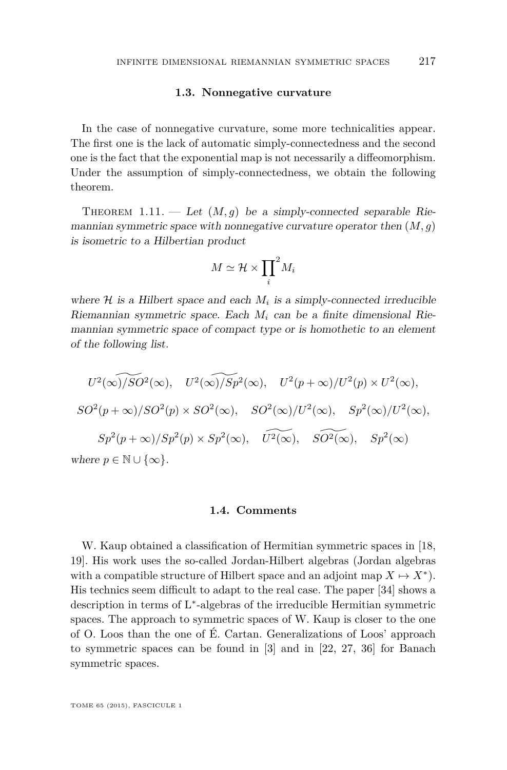### 1.3. Nonnegative curvature

In the case of nonnegative curvature, some more technicalities appear. The first one is the lack of automatic simply-connectedness and the second one is the fact that the exponential map is not necessarily a diffeomorphism. Under the assumption of simply-connectedness, we obtain the following theorem.

Theorem 1.11. — *Let $(M,g)$ be a simply-connected separable Riemannian symmetric space with nonnegative curvature operator then $(M,g)$ is isometric to a Hilbertian product*

$$M \simeq \mathcal{H} \times \prod_i^2 M_i$$

*where $\mathcal{H}$ is a Hilbert space and each $M_i$ is a simply-connected irreducible Riemannian symmetric space. Each $M_i$ can be a finite dimensional Riemannian symmetric space of compact type or is homothetic to an element of the following list.*

$$\widetilde{U^2(\infty)/SO^2}(\infty), \quad \widetilde{U^2(\infty)/Sp^2}(\infty), \quad U^2(p+\infty)/U^2(p) \times U^2(\infty),$$

$$SO^2(p+\infty)/SO^2(p) \times SO^2(\infty), \quad SO^2(\infty)/U^2(\infty), \quad Sp^2(\infty)/U^2(\infty),$$

$$Sp^2(p+\infty)/Sp^2(p) \times Sp^2(\infty), \quad \widetilde{U^2(\infty)}, \quad \widetilde{SO^2(\infty)}, \quad Sp^2(\infty)$$

*where $p \in \mathbb{N} \cup \{\infty\}$.*

### 1.4. Comments

W. Kaup obtained a classification of Hermitian symmetric spaces in [18, 19]. His work uses the so-called Jordan-Hilbert algebras (Jordan algebras with a compatible structure of Hilbert space and an adjoint map $X \mapsto X^*$). His technics seem difficult to adapt to the real case. The paper [34] shows a description in terms of L$^*$-algebras of the irreducible Hermitian symmetric spaces. The approach to symmetric spaces of W. Kaup is closer to the one of O. Loos than the one of É. Cartan. Generalizations of Loos' approach to symmetric spaces can be found in [3] and in [22, 27, 36] for Banach symmetric spaces.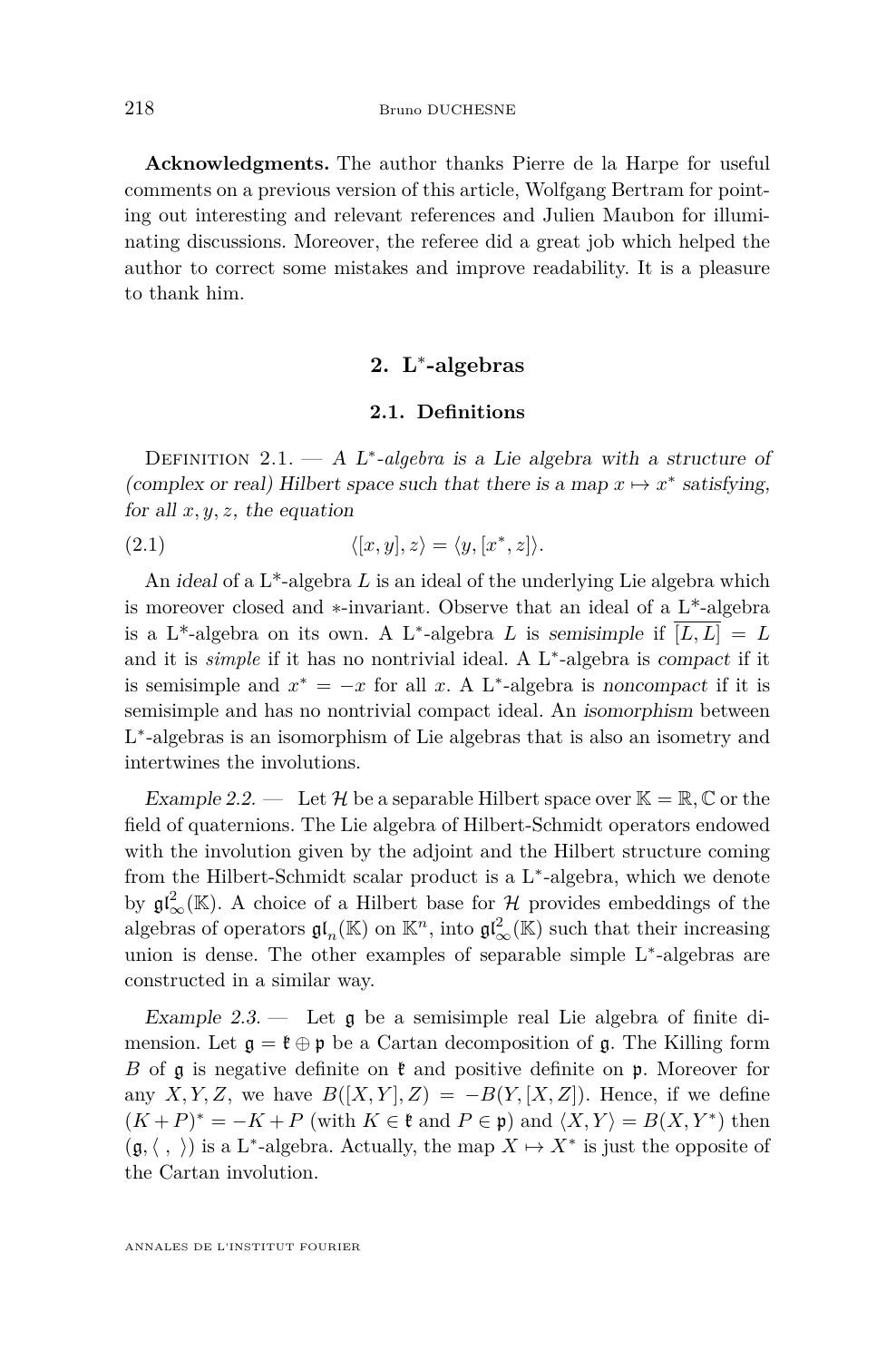**Acknowledgments.** The author thanks Pierre de la Harpe for useful comments on a previous version of this article, Wolfgang Bertram for pointing out interesting and relevant references and Julien Maubon for illuminating discussions. Moreover, the referee did a great job which helped the author to correct some mistakes and improve readability. It is a pleasure to thank him.

## 2. L*-algebras

### 2.1. Definitions

Definition 2.1. — *A $L^*$-algebra is a Lie algebra with a structure of (complex or real) Hilbert space such that there is a map $x \mapsto x^*$ satisfying, for all $x, y, z$, the equation*

$$\langle [x,y], z\rangle = \langle y, [x^*, z]\rangle. \tag{2.1}$$

An *ideal* of a L*-algebra $L$ is an ideal of the underlying Lie algebra which is moreover closed and $*$-invariant. Observe that an ideal of a L*-algebra is a L*-algebra on its own. A L*-algebra $L$ is *semisimple* if $\overline{[L,L]} = L$ and it is *simple* if it has no nontrivial ideal. A L*-algebra is *compact* if it is semisimple and $x^* = -x$ for all $x$. A L*-algebra is *noncompact* if it is semisimple and has no nontrivial compact ideal. An *isomorphism* between L*-algebras is an isomorphism of Lie algebras that is also an isometry and intertwines the involutions.

*Example 2.2.* — Let $\mathcal{H}$ be a separable Hilbert space over $\mathbb{K} = \mathbb{R}, \mathbb{C}$ or the field of quaternions. The Lie algebra of Hilbert-Schmidt operators endowed with the involution given by the adjoint and the Hilbert structure coming from the Hilbert-Schmidt scalar product is a L*-algebra, which we denote by $\mathfrak{gl}^2_\infty(\mathbb{K})$. A choice of a Hilbert base for $\mathcal{H}$ provides embeddings of the algebras of operators $\mathfrak{gl}_n(\mathbb{K})$ on $\mathbb{K}^n$, into $\mathfrak{gl}^2_\infty(\mathbb{K})$ such that their increasing union is dense. The other examples of separable simple L*-algebras are constructed in a similar way.

*Example 2.3.* — Let $\mathfrak{g}$ be a semisimple real Lie algebra of finite dimension. Let $\mathfrak{g} = \mathfrak{k} \oplus \mathfrak{p}$ be a Cartan decomposition of $\mathfrak{g}$. The Killing form $B$ of $\mathfrak{g}$ is negative definite on $\mathfrak{k}$ and positive definite on $\mathfrak{p}$. Moreover for any $X, Y, Z$, we have $B([X,Y], Z) = -B(Y, [X,Z])$. Hence, if we define $(K+P)^* = -K + P$ (with $K \in \mathfrak{k}$ and $P \in \mathfrak{p}$) and $\langle X, Y\rangle = B(X, Y^*)$ then $(\mathfrak{g}, \langle\ ,\ \rangle)$ is a L*-algebra. Actually, the map $X \mapsto X^*$ is just the opposite of the Cartan involution.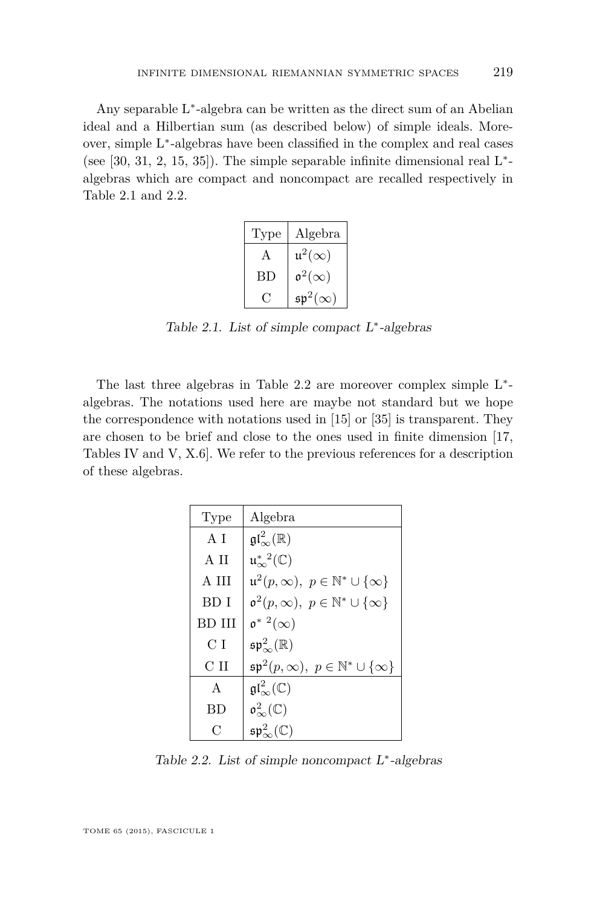Any separable L*-algebra can be written as the direct sum of an Abelian ideal and a Hilbertian sum (as described below) of simple ideals. Moreover, simple L*-algebras have been classified in the complex and real cases (see [30, 31, 2, 15, 35]). The simple separable infinite dimensional real L*-algebras which are compact and noncompact are recalled respectively in Table 2.1 and 2.2.

| Type | Algebra |
|---|---|
| A | $\mathfrak{u}^2(\infty)$ |
| BD | $\mathfrak{o}^2(\infty)$ |
| C | $\mathfrak{sp}^2(\infty)$ |

*Table 2.1. List of simple compact L*-algebras*

The last three algebras in Table 2.2 are moreover complex simple L*-algebras. The notations used here are maybe not standard but we hope the correspondence with notations used in [15] or [35] is transparent. They are chosen to be brief and close to the ones used in finite dimension [17, Tables IV and V, X.6]. We refer to the previous references for a description of these algebras.

| Type | Algebra |
|---|---|
| A I | $\mathfrak{gl}^2_\infty(\mathbb{R})$ |
| A II | $\mathfrak{u}^{*\,2}_\infty(\mathbb{C})$ |
| A III | $\mathfrak{u}^2(p,\infty),\ p \in \mathbb{N}^* \cup \{\infty\}$ |
| BD I | $\mathfrak{o}^2(p,\infty),\ p \in \mathbb{N}^* \cup \{\infty\}$ |
| BD III | $\mathfrak{o}^{*\ 2}(\infty)$ |
| C I | $\mathfrak{sp}^2_\infty(\mathbb{R})$ |
| C II | $\mathfrak{sp}^2(p,\infty),\ p \in \mathbb{N}^* \cup \{\infty\}$ |
| A | $\mathfrak{gl}^2_\infty(\mathbb{C})$ |
| BD | $\mathfrak{o}^2_\infty(\mathbb{C})$ |
| C | $\mathfrak{sp}^2_\infty(\mathbb{C})$ |

*Table 2.2. List of simple noncompact L*-algebras*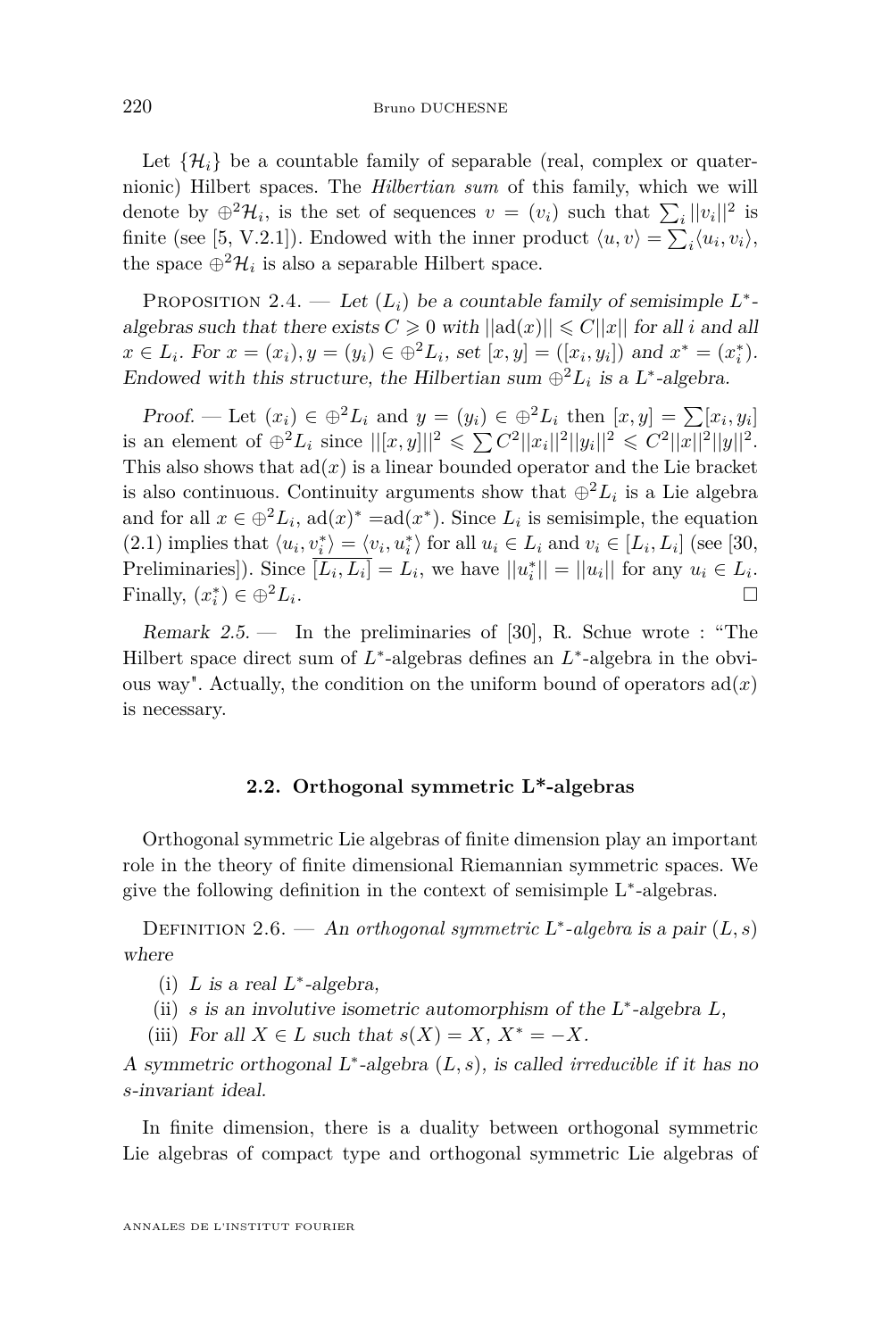Let $\{\mathcal{H}_i\}$ be a countable family of separable (real, complex or quaternionic) Hilbert spaces. The *Hilbertian sum* of this family, which we will denote by $\oplus^2\mathcal{H}_i$, is the set of sequences $v = (v_i)$ such that $\sum_i ||v_i||^2$ is finite (see [5, V.2.1]). Endowed with the inner product $\langle u, v\rangle = \sum_i \langle u_i, v_i\rangle$, the space $\oplus^2\mathcal{H}_i$ is also a separable Hilbert space.

Proposition 2.4. — *Let $(L_i)$ be a countable family of semisimple $L^*$-algebras such that there exists $C \geqslant 0$ with $||\mathrm{ad}(x)|| \leqslant C||x||$ for all $i$ and all $x \in L_i$. For $x = (x_i), y = (y_i) \in \oplus^2 L_i$, set $[x, y] = ([x_i, y_i])$ and $x^* = (x_i^*)$. Endowed with this structure, the Hilbertian sum $\oplus^2 L_i$ is a $L^*$-algebra.*

*Proof.* — Let $(x_i) \in \oplus^2 L_i$ and $y = (y_i) \in \oplus^2 L_i$ then $[x, y] = \sum [x_i, y_i]$ is an element of $\oplus^2 L_i$ since $||[x, y]||^2 \leqslant \sum C^2 ||x_i||^2 ||y_i||^2 \leqslant C^2 ||x||^2 ||y||^2$. This also shows that $\mathrm{ad}(x)$ is a linear bounded operator and the Lie bracket is also continuous. Continuity arguments show that $\oplus^2 L_i$ is a Lie algebra and for all $x \in \oplus^2 L_i$, $\mathrm{ad}(x)^* = \mathrm{ad}(x^*)$. Since $L_i$ is semisimple, the equation (2.1) implies that $\langle u_i, v_i^*\rangle = \langle v_i, u_i^*\rangle$ for all $u_i \in L_i$ and $v_i \in [L_i, L_i]$ (see [30, Preliminaries]). Since $\overline{[L_i, L_i]} = L_i$, we have $||u_i^*|| = ||u_i||$ for any $u_i \in L_i$. Finally, $(x_i^*) \in \oplus^2 L_i$. □

*Remark 2.5.* — In the preliminaries of [30], R. Schue wrote : "The Hilbert space direct sum of $L^*$-algebras defines an $L^*$-algebra in the obvious way". Actually, the condition on the uniform bound of operators $\mathrm{ad}(x)$ is necessary.

## 2.2. Orthogonal symmetric L*-algebras

Orthogonal symmetric Lie algebras of finite dimension play an important role in the theory of finite dimensional Riemannian symmetric spaces. We give the following definition in the context of semisimple L*-algebras.

Definition 2.6. — *An orthogonal symmetric $L^*$-algebra is a pair $(L, s)$ where*

(i) *$L$ is a real $L^*$-algebra,*
(ii) *$s$ is an involutive isometric automorphism of the $L^*$-algebra $L$,*
(iii) *For all $X \in L$ such that $s(X) = X$, $X^* = -X$.*

*A symmetric orthogonal $L^*$-algebra $(L, s)$, is called irreducible if it has no $s$-invariant ideal.*

In finite dimension, there is a duality between orthogonal symmetric Lie algebras of compact type and orthogonal symmetric Lie algebras of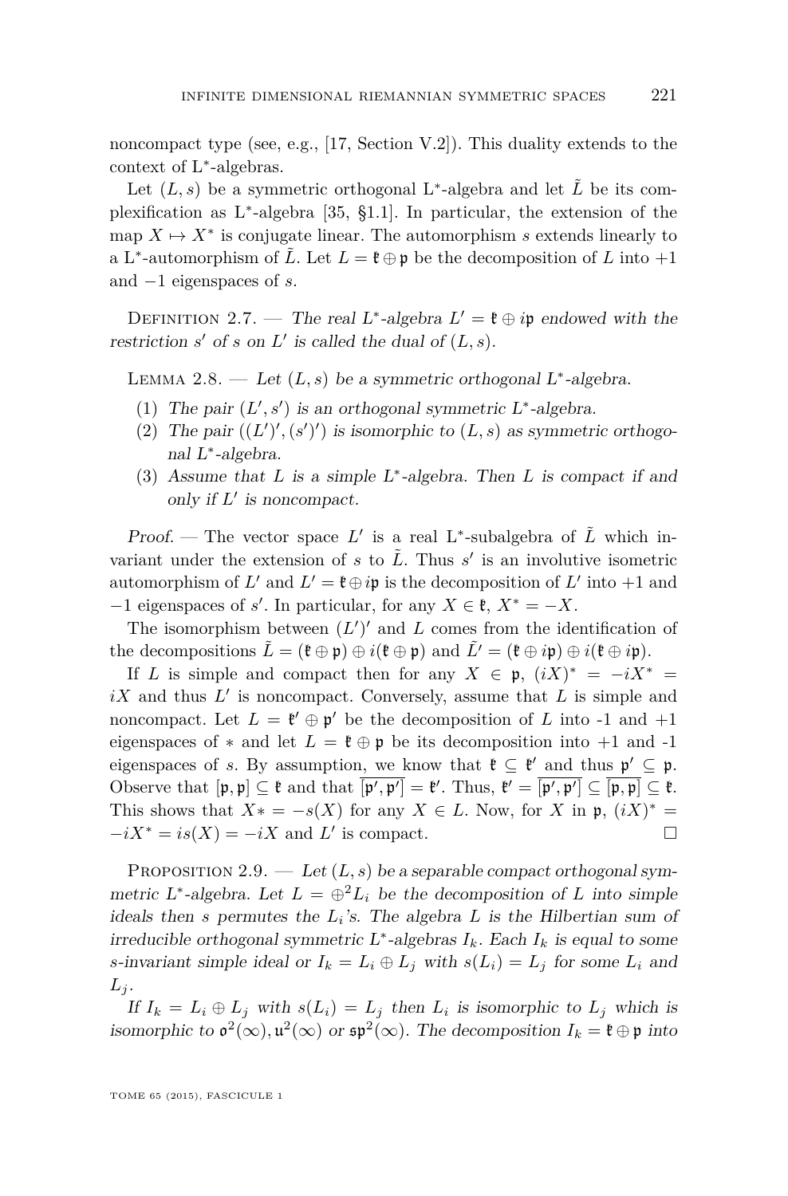noncompact type (see, e.g., [17, Section V.2]). This duality extends to the context of L*-algebras.

Let $(L, s)$ be a symmetric orthogonal L*-algebra and let $\tilde{L}$ be its complexification as L*-algebra [35, §1.1]. In particular, the extension of the map $X \mapsto X^*$ is conjugate linear. The automorphism $s$ extends linearly to a L*-automorphism of $\tilde{L}$. Let $L = \mathfrak{k} \oplus \mathfrak{p}$ be the decomposition of $L$ into $+1$ and $-1$ eigenspaces of $s$.

Definition 2.7. — *The real L*-algebra $L' = \mathfrak{k} \oplus i\mathfrak{p}$ endowed with the restriction $s'$ of $s$ on $L'$ is called the dual of $(L, s)$.*

Lemma 2.8. — *Let $(L, s)$ be a symmetric orthogonal L*-algebra.*

1. *The pair $(L', s')$ is an orthogonal symmetric L*-algebra.*
2. *The pair $((L')', (s')')$ is isomorphic to $(L, s)$ as symmetric orthogonal L*-algebra.*
3. *Assume that $L$ is a simple L*-algebra. Then $L$ is compact if and only if $L'$ is noncompact.*

*Proof.* — The vector space $L'$ is a real L*-subalgebra of $\tilde{L}$ which invariant under the extension of $s$ to $\tilde{L}$. Thus $s'$ is an involutive isometric automorphism of $L'$ and $L' = \mathfrak{k} \oplus i\mathfrak{p}$ is the decomposition of $L'$ into $+1$ and $-1$ eigenspaces of $s'$. In particular, for any $X \in \mathfrak{k}$, $X^* = -X$.

The isomorphism between $(L')'$ and $L$ comes from the identification of the decompositions $\tilde{L} = (\mathfrak{k} \oplus \mathfrak{p}) \oplus i(\mathfrak{k} \oplus \mathfrak{p})$ and $\tilde{L}' = (\mathfrak{k} \oplus i\mathfrak{p}) \oplus i(\mathfrak{k} \oplus i\mathfrak{p})$.

If $L$ is simple and compact then for any $X \in \mathfrak{p}$, $(iX)^* = -iX^* = iX$ and thus $L'$ is noncompact. Conversely, assume that $L$ is simple and noncompact. Let $L = \mathfrak{k}' \oplus \mathfrak{p}'$ be the decomposition of $L$ into -1 and +1 eigenspaces of $*$ and let $L = \mathfrak{k} \oplus \mathfrak{p}$ be its decomposition into +1 and -1 eigenspaces of $s$. By assumption, we know that $\mathfrak{k} \subseteq \mathfrak{k}'$ and thus $\mathfrak{p}' \subseteq \mathfrak{p}$. Observe that $[\mathfrak{p}, \mathfrak{p}] \subseteq \mathfrak{k}$ and that $\overline{[\mathfrak{p}', \mathfrak{p}']} = \mathfrak{k}'$. Thus, $\mathfrak{k}' = \overline{[\mathfrak{p}', \mathfrak{p}']} \subseteq \overline{[\mathfrak{p}, \mathfrak{p}]} \subseteq \mathfrak{k}$. This shows that $X* = -s(X)$ for any $X \in L$. Now, for $X$ in $\mathfrak{p}$, $(iX)^* = -iX^* = is(X) = -iX$ and $L'$ is compact. □

Proposition 2.9. — *Let $(L, s)$ be a separable compact orthogonal symmetric L*-algebra. Let $L = \oplus^2 L_i$ be the decomposition of $L$ into simple ideals then $s$ permutes the $L_i$'s. The algebra $L$ is the Hilbertian sum of irreducible orthogonal symmetric L*-algebras $I_k$. Each $I_k$ is equal to some $s$-invariant simple ideal or $I_k = L_i \oplus L_j$ with $s(L_i) = L_j$ for some $L_i$ and $L_j$.*

*If $I_k = L_i \oplus L_j$ with $s(L_i) = L_j$ then $L_i$ is isomorphic to $L_j$ which is isomorphic to $\mathfrak{o}^2(\infty), \mathfrak{u}^2(\infty)$ or $\mathfrak{sp}^2(\infty)$. The decomposition $I_k = \mathfrak{k} \oplus \mathfrak{p}$ into*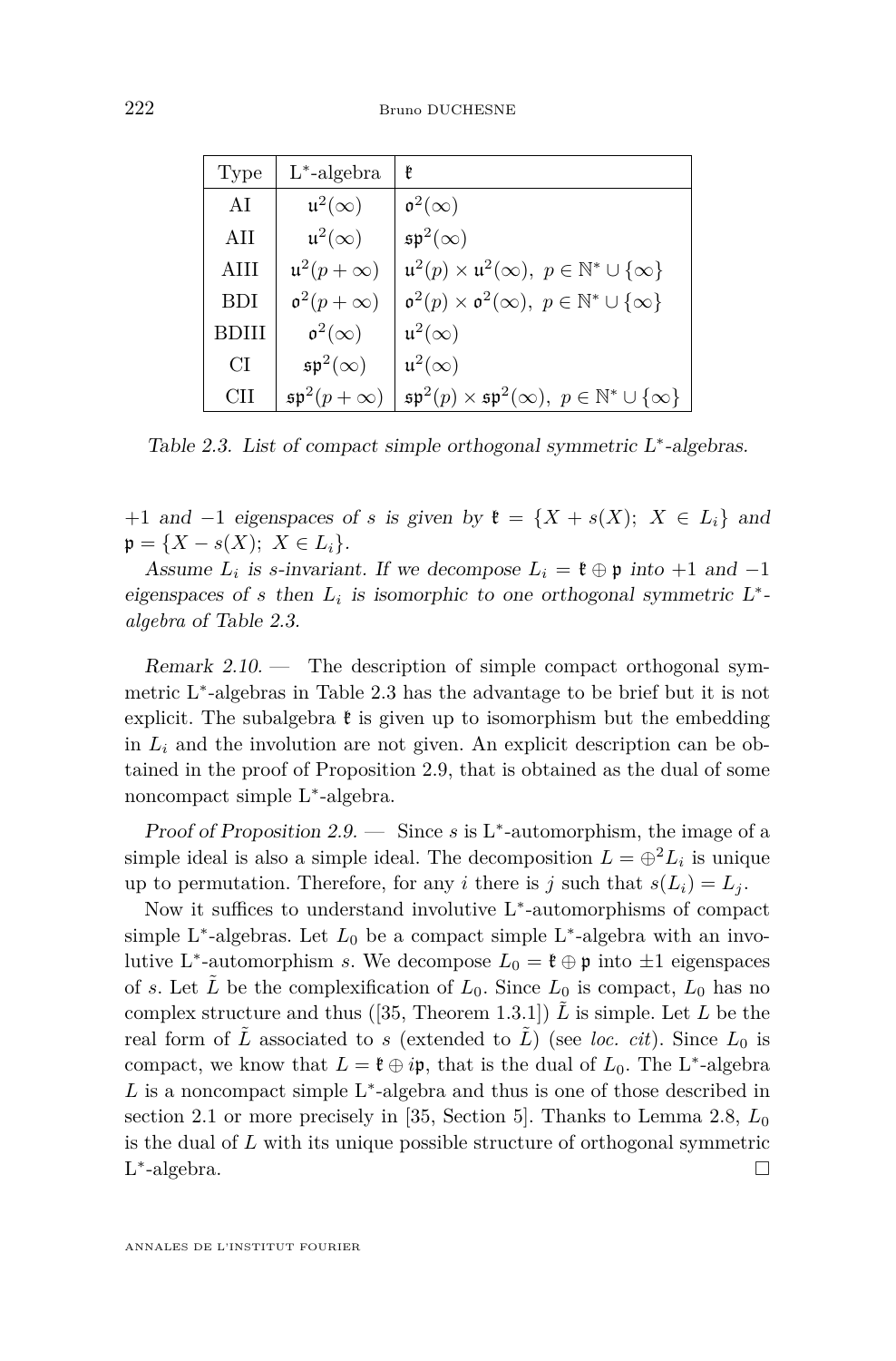| Type | L*-algebra | $\mathfrak{k}$ |
|---|---|---|
| AI | $\mathfrak{u}^2(\infty)$ | $\mathfrak{o}^2(\infty)$ |
| AII | $\mathfrak{u}^2(\infty)$ | $\mathfrak{sp}^2(\infty)$ |
| AIII | $\mathfrak{u}^2(p+\infty)$ | $\mathfrak{u}^2(p)\times\mathfrak{u}^2(\infty),\ p\in\mathbb{N}^*\cup\{\infty\}$ |
| BDI | $\mathfrak{o}^2(p+\infty)$ | $\mathfrak{o}^2(p)\times\mathfrak{o}^2(\infty),\ p\in\mathbb{N}^*\cup\{\infty\}$ |
| BDIII | $\mathfrak{o}^2(\infty)$ | $\mathfrak{u}^2(\infty)$ |
| CI | $\mathfrak{sp}^2(\infty)$ | $\mathfrak{u}^2(\infty)$ |
| CII | $\mathfrak{sp}^2(p+\infty)$ | $\mathfrak{sp}^2(p)\times\mathfrak{sp}^2(\infty),\ p\in\mathbb{N}^*\cup\{\infty\}$ |

*Table 2.3. List of compact simple orthogonal symmetric L\*-algebras.*

*$+1$ and $-1$ eigenspaces of $s$ is given by $\mathfrak{k}=\{X+s(X);\ X\in L_i\}$ and $\mathfrak{p}=\{X-s(X);\ X\in L_i\}$.*

*Assume $L_i$ is $s$-invariant. If we decompose $L_i=\mathfrak{k}\oplus\mathfrak{p}$ into $+1$ and $-1$ eigenspaces of $s$ then $L_i$ is isomorphic to one orthogonal symmetric L\*-algebra of Table 2.3.*

*Remark 2.10.* — The description of simple compact orthogonal symmetric L\*-algebras in Table 2.3 has the advantage to be brief but it is not explicit. The subalgebra $\mathfrak{k}$ is given up to isomorphism but the embedding in $L_i$ and the involution are not given. An explicit description can be obtained in the proof of Proposition 2.9, that is obtained as the dual of some noncompact simple L\*-algebra.

*Proof of Proposition 2.9.* — Since $s$ is L\*-automorphism, the image of a simple ideal is also a simple ideal. The decomposition $L=\oplus^2 L_i$ is unique up to permutation. Therefore, for any $i$ there is $j$ such that $s(L_i)=L_j$.

Now it suffices to understand involutive L\*-automorphisms of compact simple L\*-algebras. Let $L_0$ be a compact simple L\*-algebra with an involutive L\*-automorphism $s$. We decompose $L_0=\mathfrak{k}\oplus\mathfrak{p}$ into $\pm1$ eigenspaces of $s$. Let $\tilde{L}$ be the complexification of $L_0$. Since $L_0$ is compact, $L_0$ has no complex structure and thus ([35, Theorem 1.3.1]) $\tilde{L}$ is simple. Let $L$ be the real form of $\tilde{L}$ associated to $s$ (extended to $\tilde{L}$) (see *loc. cit*). Since $L_0$ is compact, we know that $L=\mathfrak{k}\oplus i\mathfrak{p}$, that is the dual of $L_0$. The L\*-algebra $L$ is a noncompact simple L\*-algebra and thus is one of those described in section 2.1 or more precisely in [35, Section 5]. Thanks to Lemma 2.8, $L_0$ is the dual of $L$ with its unique possible structure of orthogonal symmetric L\*-algebra. $\square$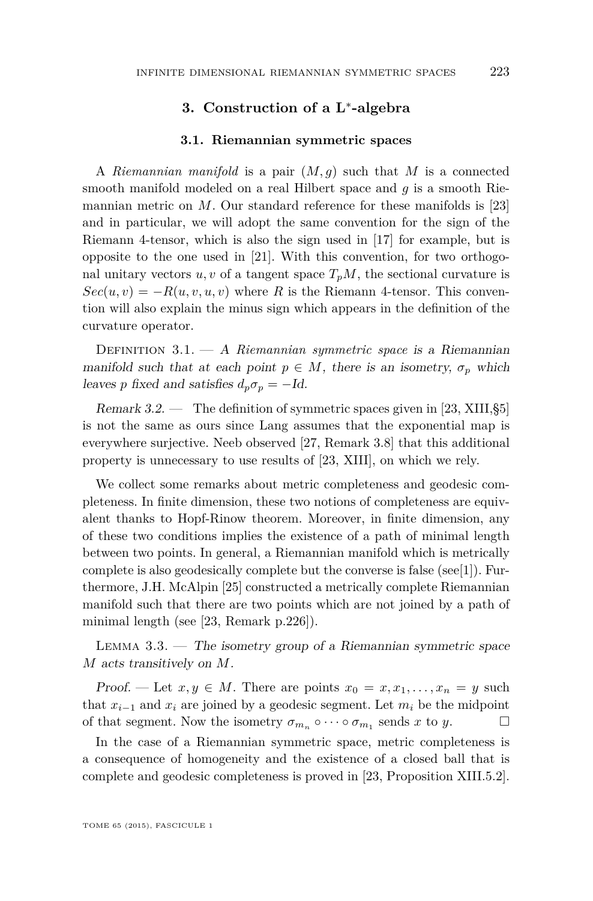## 3. Construction of a L*-algebra

### 3.1. Riemannian symmetric spaces

A *Riemannian manifold* is a pair $(M, g)$ such that $M$ is a connected smooth manifold modeled on a real Hilbert space and $g$ is a smooth Riemannian metric on $M$. Our standard reference for these manifolds is [23] and in particular, we will adopt the same convention for the sign of the Riemann 4-tensor, which is also the sign used in [17] for example, but is opposite to the one used in [21]. With this convention, for two orthogonal unitary vectors $u, v$ of a tangent space $T_pM$, the sectional curvature is $Sec(u, v) = -R(u, v, u, v)$ where $R$ is the Riemann 4-tensor. This convention will also explain the minus sign which appears in the definition of the curvature operator.

Definition 3.1. — *A Riemannian symmetric space is a Riemannian manifold such that at each point $p \in M$, there is an isometry, $\sigma_p$ which leaves $p$ fixed and satisfies $d_p\sigma_p = -Id$.*

*Remark 3.2.* — The definition of symmetric spaces given in [23, XIII,§5] is not the same as ours since Lang assumes that the exponential map is everywhere surjective. Neeb observed [27, Remark 3.8] that this additional property is unnecessary to use results of [23, XIII], on which we rely.

We collect some remarks about metric completeness and geodesic completeness. In finite dimension, these two notions of completeness are equivalent thanks to Hopf-Rinow theorem. Moreover, in finite dimension, any of these two conditions implies the existence of a path of minimal length between two points. In general, a Riemannian manifold which is metrically complete is also geodesically complete but the converse is false (see[1]). Furthermore, J.H. McAlpin [25] constructed a metrically complete Riemannian manifold such that there are two points which are not joined by a path of minimal length (see [23, Remark p.226]).

Lemma 3.3. — *The isometry group of a Riemannian symmetric space $M$ acts transitively on $M$.*

*Proof.* — Let $x, y \in M$. There are points $x_0 = x, x_1, \ldots, x_n = y$ such that $x_{i-1}$ and $x_i$ are joined by a geodesic segment. Let $m_i$ be the midpoint of that segment. Now the isometry $\sigma_{m_n} \circ \cdots \circ \sigma_{m_1}$ sends $x$ to $y$. □

In the case of a Riemannian symmetric space, metric completeness is a consequence of homogeneity and the existence of a closed ball that is complete and geodesic completeness is proved in [23, Proposition XIII.5.2].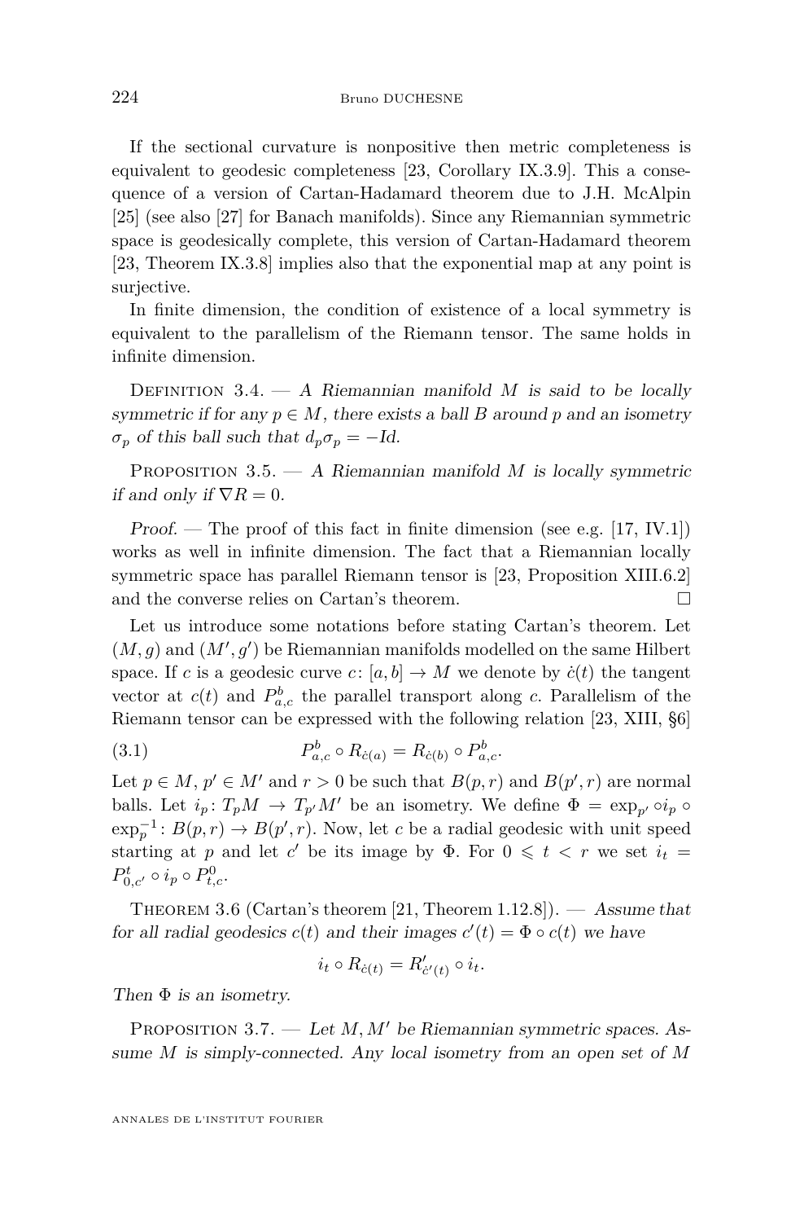If the sectional curvature is nonpositive then metric completeness is equivalent to geodesic completeness [23, Corollary IX.3.9]. This a consequence of a version of Cartan-Hadamard theorem due to J.H. McAlpin [25] (see also [27] for Banach manifolds). Since any Riemannian symmetric space is geodesically complete, this version of Cartan-Hadamard theorem [23, Theorem IX.3.8] implies also that the exponential map at any point is surjective.

In finite dimension, the condition of existence of a local symmetry is equivalent to the parallelism of the Riemann tensor. The same holds in infinite dimension.

Definition 3.4. — *A Riemannian manifold $M$ is said to be locally symmetric if for any $p \in M$, there exists a ball $B$ around $p$ and an isometry $\sigma_p$ of this ball such that $d_p\sigma_p = -Id$.*

Proposition 3.5. — *A Riemannian manifold $M$ is locally symmetric if and only if $\nabla R = 0$.*

*Proof.* — The proof of this fact in finite dimension (see e.g. [17, IV.1]) works as well in infinite dimension. The fact that a Riemannian locally symmetric space has parallel Riemann tensor is [23, Proposition XIII.6.2] and the converse relies on Cartan's theorem. □

Let us introduce some notations before stating Cartan's theorem. Let $(M, g)$ and $(M', g')$ be Riemannian manifolds modelled on the same Hilbert space. If $c$ is a geodesic curve $c\colon [a, b] \to M$ we denote by $\dot{c}(t)$ the tangent vector at $c(t)$ and $P^b_{a,c}$ the parallel transport along $c$. Parallelism of the Riemann tensor can be expressed with the following relation [23, XIII, §6]

$$P^b_{a,c} \circ R_{\dot{c}(a)} = R_{\dot{c}(b)} \circ P^b_{a,c}. \tag{3.1}$$

Let $p \in M$, $p' \in M'$ and $r > 0$ be such that $B(p, r)$ and $B(p', r)$ are normal balls. Let $i_p\colon T_pM \to T_{p'}M'$ be an isometry. We define $\Phi = \exp_{p'} \circ i_p \circ \exp_p^{-1}\colon B(p, r) \to B(p', r)$. Now, let $c$ be a radial geodesic with unit speed starting at $p$ and let $c'$ be its image by $\Phi$. For $0 \leqslant t < r$ we set $i_t = P^t_{0,c'} \circ i_p \circ P^0_{t,c}$.

Theorem 3.6 (Cartan's theorem [21, Theorem 1.12.8]). — *Assume that for all radial geodesics $c(t)$ and their images $c'(t) = \Phi \circ c(t)$ we have*

$$i_t \circ R_{\dot{c}(t)} = R'_{\dot{c}'(t)} \circ i_t.$$

*Then $\Phi$ is an isometry.*

Proposition 3.7. — *Let $M, M'$ be Riemannian symmetric spaces. Assume $M$ is simply-connected. Any local isometry from an open set of $M$*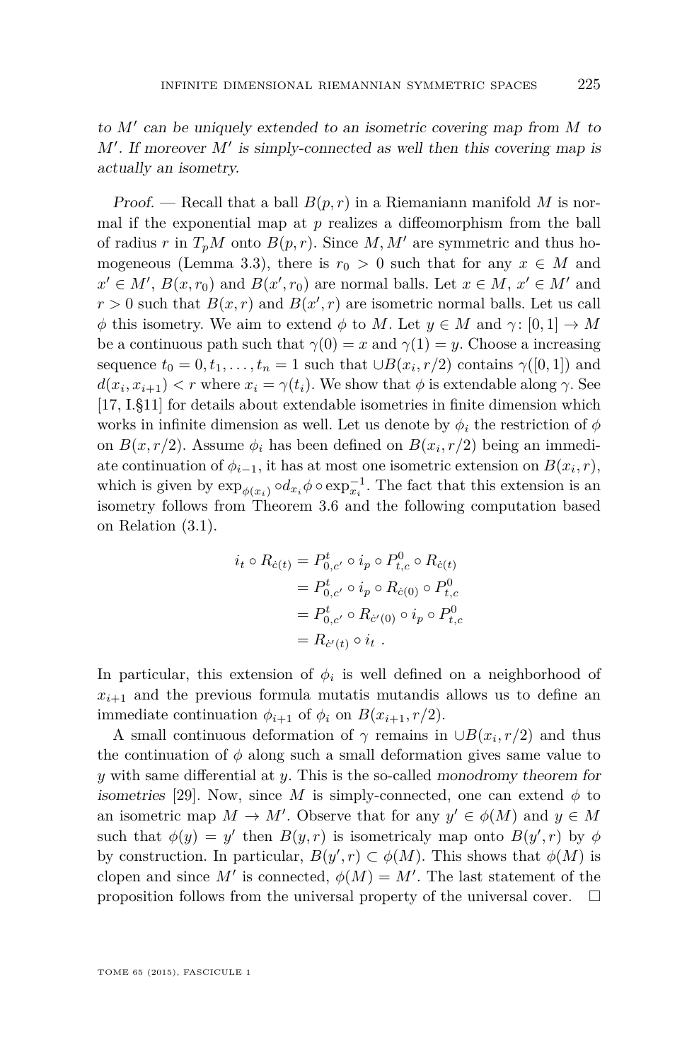*to $M'$ can be uniquely extended to an isometric covering map from $M$ to $M'$. If moreover $M'$ is simply-connected as well then this covering map is actually an isometry.*

*Proof.* — Recall that a ball $B(p,r)$ in a Riemaniann manifold $M$ is normal if the exponential map at $p$ realizes a diffeomorphism from the ball of radius $r$ in $T_pM$ onto $B(p,r)$. Since $M, M'$ are symmetric and thus homogeneous (Lemma 3.3), there is $r_0 > 0$ such that for any $x \in M$ and $x' \in M'$, $B(x, r_0)$ and $B(x', r_0)$ are normal balls. Let $x \in M$, $x' \in M'$ and $r > 0$ such that $B(x,r)$ and $B(x',r)$ are isometric normal balls. Let us call $\phi$ this isometry. We aim to extend $\phi$ to $M$. Let $y \in M$ and $\gamma\colon [0,1] \to M$ be a continuous path such that $\gamma(0) = x$ and $\gamma(1) = y$. Choose a increasing sequence $t_0 = 0, t_1, \dots, t_n = 1$ such that $\cup B(x_i, r/2)$ contains $\gamma([0,1])$ and $d(x_i, x_{i+1}) < r$ where $x_i = \gamma(t_i)$. We show that $\phi$ is extendable along $\gamma$. See [17, I.§11] for details about extendable isometries in finite dimension which works in infinite dimension as well. Let us denote by $\phi_i$ the restriction of $\phi$ on $B(x, r/2)$. Assume $\phi_i$ has been defined on $B(x_i, r/2)$ being an immediate continuation of $\phi_{i-1}$, it has at most one isometric extension on $B(x_i, r)$, which is given by $\exp_{\phi(x_i)} \circ d_{x_i}\phi \circ \exp_{x_i}^{-1}$. The fact that this extension is an isometry follows from Theorem 3.6 and the following computation based on Relation (3.1).

$$
\begin{aligned}
i_t \circ R_{\dot c(t)} &= P^t_{0,c'} \circ i_p \circ P^0_{t,c} \circ R_{\dot c(t)} \\
&= P^t_{0,c'} \circ i_p \circ R_{\dot c(0)} \circ P^0_{t,c} \\
&= P^t_{0,c'} \circ R_{\dot c'(0)} \circ i_p \circ P^0_{t,c} \\
&= R_{\dot c'(t)} \circ i_t \ .
\end{aligned}
$$

In particular, this extension of $\phi_i$ is well defined on a neighborhood of $x_{i+1}$ and the previous formula mutatis mutandis allows us to define an immediate continuation $\phi_{i+1}$ of $\phi_i$ on $B(x_{i+1}, r/2)$.

A small continuous deformation of $\gamma$ remains in $\cup B(x_i, r/2)$ and thus the continuation of $\phi$ along such a small deformation gives same value to $y$ with same differential at $y$. This is the so-called *monodromy theorem for isometries* [29]. Now, since $M$ is simply-connected, one can extend $\phi$ to an isometric map $M \to M'$. Observe that for any $y' \in \phi(M)$ and $y \in M$ such that $\phi(y) = y'$ then $B(y,r)$ is isometricaly map onto $B(y',r)$ by $\phi$ by construction. In particular, $B(y',r) \subset \phi(M)$. This shows that $\phi(M)$ is clopen and since $M'$ is connected, $\phi(M) = M'$. The last statement of the proposition follows from the universal property of the universal cover. □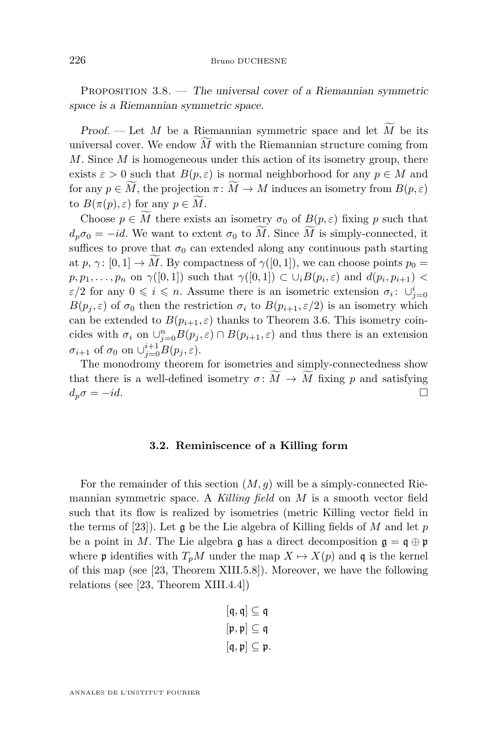Proposition 3.8. — *The universal cover of a Riemannian symmetric space is a Riemannian symmetric space.*

*Proof.* — Let $M$ be a Riemannian symmetric space and let $\widetilde{M}$ be its universal cover. We endow $\widetilde{M}$ with the Riemannian structure coming from $M$. Since $M$ is homogeneous under this action of its isometry group, there exists $\varepsilon > 0$ such that $B(p, \varepsilon)$ is normal neighborhood for any $p \in M$ and for any $p \in \widetilde{M}$, the projection $\pi\colon \widetilde{M} \to M$ induces an isometry from $B(p, \varepsilon)$ to $B(\pi(p), \varepsilon)$ for any $p \in \widetilde{M}$.

Choose $p \in \widetilde{M}$ there exists an isometry $\sigma_0$ of $B(p, \varepsilon)$ fixing $p$ such that $d_p\sigma_0 = -id$. We want to extent $\sigma_0$ to $\widetilde{M}$. Since $\widetilde{M}$ is simply-connected, it suffices to prove that $\sigma_0$ can extended along any continuous path starting at $p$, $\gamma\colon [0,1] \to \widetilde{M}$. By compactness of $\gamma([0,1])$, we can choose points $p_0 = p, p_1, \dots, p_n$ on $\gamma([0,1])$ such that $\gamma([0,1]) \subset \cup_i B(p_i, \varepsilon)$ and $d(p_i, p_{i+1}) < \varepsilon/2$ for any $0 \leqslant i \leqslant n$. Assume there is an isometric extension $\sigma_i\colon \cup_{j=0}^{i} B(p_j, \varepsilon)$ of $\sigma_0$ then the restriction $\sigma_i$ to $B(p_{i+1}, \varepsilon/2)$ is an isometry which can be extended to $B(p_{i+1}, \varepsilon)$ thanks to Theorem 3.6. This isometry coincides with $\sigma_i$ on $\cup_{j=0}^{n} B(p_j, \varepsilon) \cap B(p_{i+1}, \varepsilon)$ and thus there is an extension $\sigma_{i+1}$ of $\sigma_0$ on $\cup_{j=0}^{i+1} B(p_j, \varepsilon)$.

The monodromy theorem for isometries and simply-connectedness show that there is a well-defined isometry $\sigma\colon \widetilde{M} \to \widetilde{M}$ fixing $p$ and satisfying $d_p\sigma = -id$. □

### 3.2. Reminiscence of a Killing form

For the remainder of this section $(M, g)$ will be a simply-connected Riemannian symmetric space. A *Killing field* on $M$ is a smooth vector field such that its flow is realized by isometries (metric Killing vector field in the terms of [23]). Let $\mathfrak{g}$ be the Lie algebra of Killing fields of $M$ and let $p$ be a point in $M$. The Lie algebra $\mathfrak{g}$ has a direct decomposition $\mathfrak{g} = \mathfrak{q} \oplus \mathfrak{p}$ where $\mathfrak{p}$ identifies with $T_pM$ under the map $X \mapsto X(p)$ and $\mathfrak{q}$ is the kernel of this map (see [23, Theorem XIII.5.8]). Moreover, we have the following relations (see [23, Theorem XIII.4.4])

$$
\begin{aligned}
[\mathfrak{q}, \mathfrak{q}] &\subseteq \mathfrak{q} \\
[\mathfrak{p}, \mathfrak{p}] &\subseteq \mathfrak{q} \\
[\mathfrak{q}, \mathfrak{p}] &\subseteq \mathfrak{p}.
\end{aligned}
$$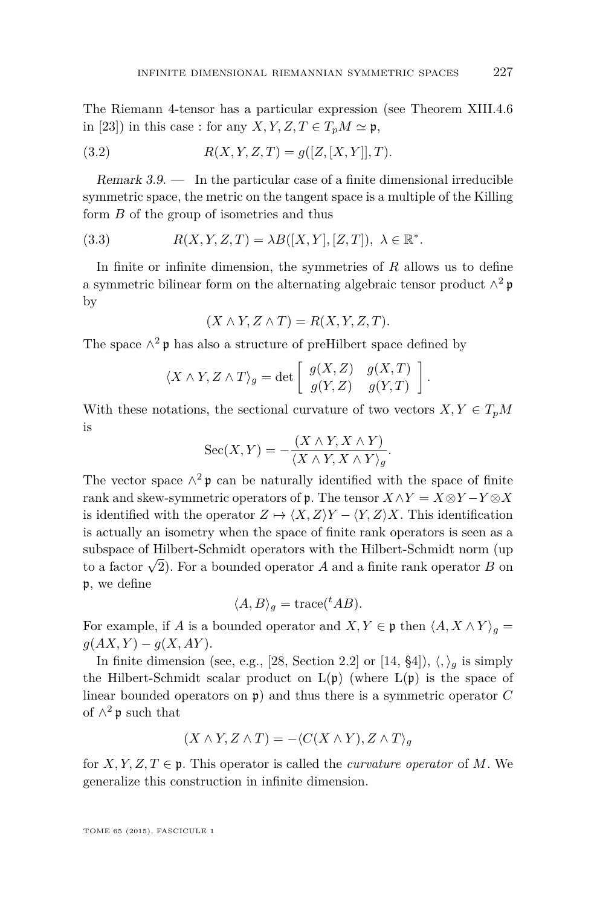The Riemann 4-tensor has a particular expression (see Theorem XIII.4.6 in [23]) in this case : for any $X, Y, Z, T \in T_pM \simeq \mathfrak{p}$,

$$R(X, Y, Z, T) = g([Z, [X, Y]], T). \tag{3.2}$$

*Remark 3.9.* — In the particular case of a finite dimensional irreducible symmetric space, the metric on the tangent space is a multiple of the Killing form $B$ of the group of isometries and thus

$$R(X, Y, Z, T) = \lambda B([X, Y], [Z, T]),\ \lambda \in \mathbb{R}^*. \tag{3.3}$$

In finite or infinite dimension, the symmetries of $R$ allows us to define a symmetric bilinear form on the alternating algebraic tensor product $\wedge^2 \mathfrak{p}$ by

$$(X \wedge Y, Z \wedge T) = R(X, Y, Z, T).$$

The space $\wedge^2 \mathfrak{p}$ has also a structure of preHilbert space defined by

$$\langle X \wedge Y, Z \wedge T \rangle_g = \det \begin{bmatrix} g(X, Z) & g(X, T) \\ g(Y, Z) & g(Y, T) \end{bmatrix}.$$

With these notations, the sectional curvature of two vectors $X, Y \in T_pM$ is

$$\mathrm{Sec}(X, Y) = -\frac{(X \wedge Y, X \wedge Y)}{\langle X \wedge Y, X \wedge Y \rangle_g}.$$

The vector space $\wedge^2 \mathfrak{p}$ can be naturally identified with the space of finite rank and skew-symmetric operators of $\mathfrak{p}$. The tensor $X \wedge Y = X \otimes Y - Y \otimes X$ is identified with the operator $Z \mapsto \langle X, Z \rangle Y - \langle Y, Z \rangle X$. This identification is actually an isometry when the space of finite rank operators is seen as a subspace of Hilbert-Schmidt operators with the Hilbert-Schmidt norm (up to a factor $\sqrt{2}$). For a bounded operator $A$ and a finite rank operator $B$ on $\mathfrak{p}$, we define

$$\langle A, B \rangle_g = \mathrm{trace}({}^tAB).$$

For example, if $A$ is a bounded operator and $X, Y \in \mathfrak{p}$ then $\langle A, X \wedge Y \rangle_g = g(AX, Y) - g(X, AY)$.

In finite dimension (see, e.g., [28, Section 2.2] or [14, §4]), $\langle , \rangle_g$ is simply the Hilbert-Schmidt scalar product on $\mathrm{L}(\mathfrak{p})$ (where $\mathrm{L}(\mathfrak{p})$ is the space of linear bounded operators on $\mathfrak{p}$) and thus there is a symmetric operator $C$ of $\wedge^2 \mathfrak{p}$ such that

$$(X \wedge Y, Z \wedge T) = -\langle C(X \wedge Y), Z \wedge T \rangle_g$$

for $X, Y, Z, T \in \mathfrak{p}$. This operator is called the *curvature operator* of $M$. We generalize this construction in infinite dimension.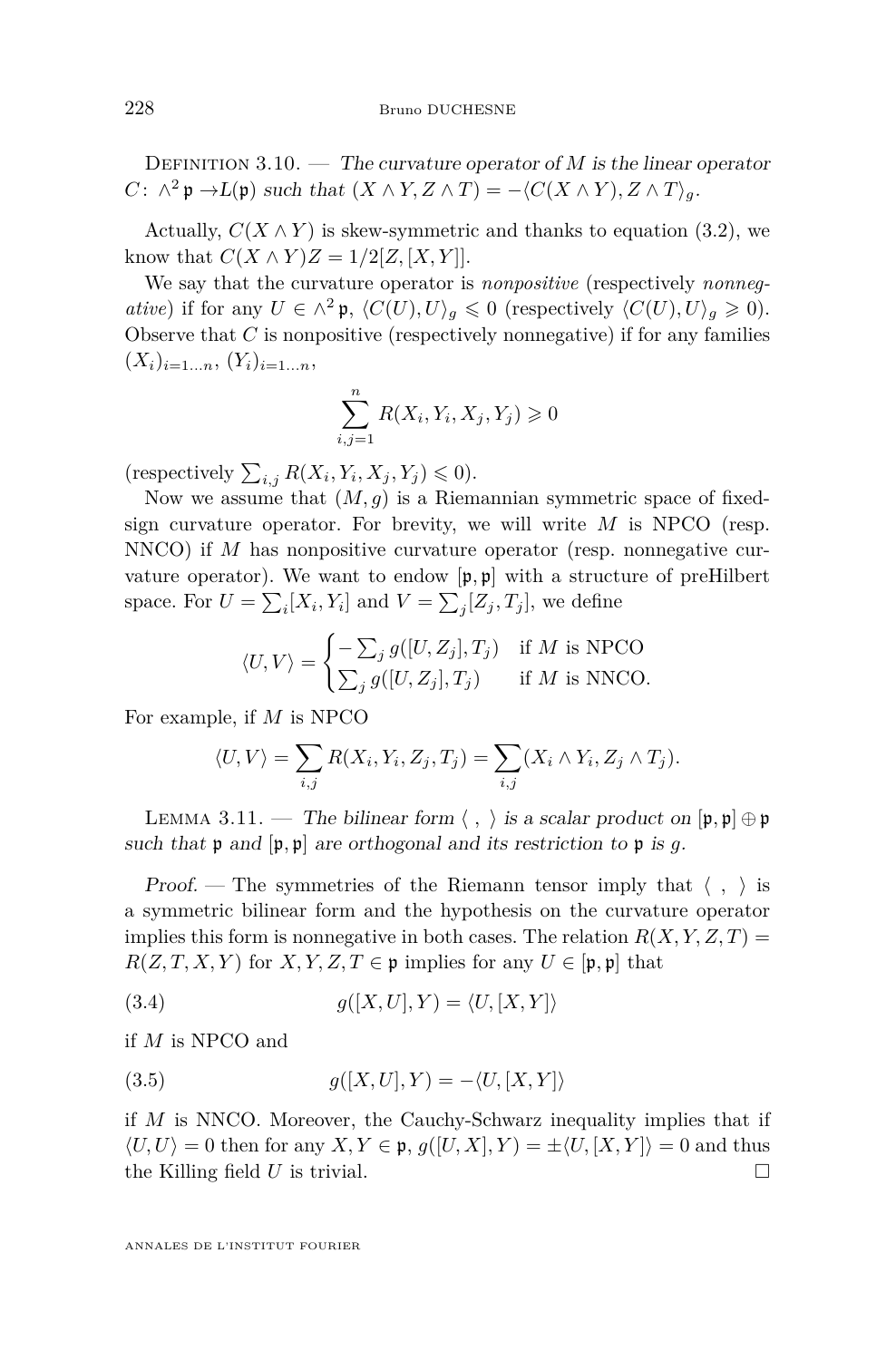Definition 3.10. — *The curvature operator of $M$ is the linear operator $C\colon \wedge^2 \mathfrak{p} \to L(\mathfrak{p})$ such that $(X\wedge Y, Z\wedge T) = -\langle C(X\wedge Y), Z\wedge T\rangle_g$.*

Actually, $C(X\wedge Y)$ is skew-symmetric and thanks to equation (3.2), we know that $C(X\wedge Y)Z = 1/2[Z,[X,Y]]$.

We say that the curvature operator is *nonpositive* (respectively *nonnegative*) if for any $U\in\wedge^2\mathfrak{p}$, $\langle C(U),U\rangle_g \leqslant 0$ (respectively $\langle C(U),U\rangle_g \geqslant 0$). Observe that $C$ is nonpositive (respectively nonnegative) if for any families $(X_i)_{i=1\dots n}$, $(Y_i)_{i=1\dots n}$,

$$\sum_{i,j=1}^{n} R(X_i,Y_i,X_j,Y_j) \geqslant 0$$

(respectively $\sum_{i,j} R(X_i,Y_i,X_j,Y_j)\leqslant 0$).

Now we assume that $(M,g)$ is a Riemannian symmetric space of fixed-sign curvature operator. For brevity, we will write $M$ is NPCO (resp. NNCO) if $M$ has nonpositive curvature operator (resp. nonnegative curvature operator). We want to endow $[\mathfrak{p},\mathfrak{p}]$ with a structure of preHilbert space. For $U=\sum_i[X_i,Y_i]$ and $V=\sum_j[Z_j,T_j]$, we define

$$\langle U,V\rangle = \begin{cases} -\sum_j g([U,Z_j],T_j) & \text{if } M \text{ is NPCO}\\ \sum_j g([U,Z_j],T_j) & \text{if } M \text{ is NNCO.}\end{cases}$$

For example, if $M$ is NPCO

$$\langle U,V\rangle = \sum_{i,j} R(X_i,Y_i,Z_j,T_j) = \sum_{i,j}(X_i\wedge Y_i, Z_j\wedge T_j).$$

Lemma 3.11. — *The bilinear form $\langle\ ,\ \rangle$ is a scalar product on $[\mathfrak{p},\mathfrak{p}]\oplus\mathfrak{p}$ such that $\mathfrak{p}$ and $[\mathfrak{p},\mathfrak{p}]$ are orthogonal and its restriction to $\mathfrak{p}$ is $g$.*

*Proof.* — The symmetries of the Riemann tensor imply that $\langle\ ,\ \rangle$ is a symmetric bilinear form and the hypothesis on the curvature operator implies this form is nonnegative in both cases. The relation $R(X,Y,Z,T) = R(Z,T,X,Y)$ for $X,Y,Z,T\in\mathfrak{p}$ implies for any $U\in[\mathfrak{p},\mathfrak{p}]$ that

$$g([X,U],Y) = \langle U,[X,Y]\rangle \tag{3.4}$$

if $M$ is NPCO and

$$g([X,U],Y) = -\langle U,[X,Y]\rangle \tag{3.5}$$

if $M$ is NNCO. Moreover, the Cauchy-Schwarz inequality implies that if $\langle U,U\rangle = 0$ then for any $X,Y\in\mathfrak{p}$, $g([U,X],Y) = \pm\langle U,[X,Y]\rangle = 0$ and thus the Killing field $U$ is trivial. $\square$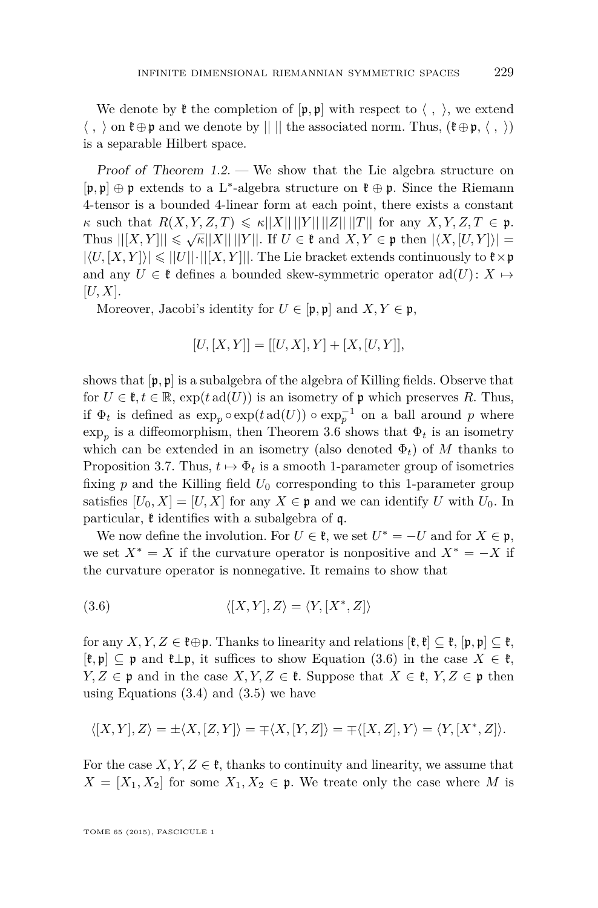We denote by $\mathfrak{k}$ the completion of $[\mathfrak{p},\mathfrak{p}]$ with respect to $\langle\ ,\ \rangle$, we extend $\langle\ ,\ \rangle$ on $\mathfrak{k}\oplus\mathfrak{p}$ and we denote by $||\ ||$ the associated norm. Thus, $(\mathfrak{k}\oplus\mathfrak{p}, \langle\ ,\ \rangle)$ is a separable Hilbert space.

*Proof of Theorem 1.2.* — We show that the Lie algebra structure on $[\mathfrak{p},\mathfrak{p}]\oplus\mathfrak{p}$ extends to a L$^*$-algebra structure on $\mathfrak{k}\oplus\mathfrak{p}$. Since the Riemann 4-tensor is a bounded 4-linear form at each point, there exists a constant $\kappa$ such that $R(X,Y,Z,T)\leqslant \kappa||X||\,||Y||\,||Z||\,||T||$ for any $X,Y,Z,T\in\mathfrak{p}$. Thus $||[X,Y]||\leqslant\sqrt{\kappa}||X||\,||Y||$. If $U\in\mathfrak{k}$ and $X,Y\in\mathfrak{p}$ then $|\langle X,[U,Y]\rangle| = |\langle U,[X,Y]\rangle|\leqslant ||U||\cdot||[X,Y]||$. The Lie bracket extends continuously to $\mathfrak{k}\times\mathfrak{p}$ and any $U\in\mathfrak{k}$ defines a bounded skew-symmetric operator $\mathrm{ad}(U)\colon X\mapsto [U,X]$.

Moreover, Jacobi's identity for $U\in[\mathfrak{p},\mathfrak{p}]$ and $X,Y\in\mathfrak{p}$,

$$[U,[X,Y]] = [[U,X],Y]+[X,[U,Y]],$$

shows that $[\mathfrak{p},\mathfrak{p}]$ is a subalgebra of the algebra of Killing fields. Observe that for $U\in\mathfrak{k}, t\in\mathbb{R}$, $\exp(t\,\mathrm{ad}(U))$ is an isometry of $\mathfrak{p}$ which preserves $R$. Thus, if $\Phi_t$ is defined as $\exp_p\circ\exp(t\,\mathrm{ad}(U))\circ\exp_p^{-1}$ on a ball around $p$ where $\exp_p$ is a diffeomorphism, then Theorem 3.6 shows that $\Phi_t$ is an isometry which can be extended in an isometry (also denoted $\Phi_t$) of $M$ thanks to Proposition 3.7. Thus, $t\mapsto\Phi_t$ is a smooth 1-parameter group of isometries fixing $p$ and the Killing field $U_0$ corresponding to this 1-parameter group satisfies $[U_0,X]=[U,X]$ for any $X\in\mathfrak{p}$ and we can identify $U$ with $U_0$. In particular, $\mathfrak{k}$ identifies with a subalgebra of $\mathfrak{q}$.

We now define the involution. For $U\in\mathfrak{k}$, we set $U^*=-U$ and for $X\in\mathfrak{p}$, we set $X^*=X$ if the curvature operator is nonpositive and $X^*=-X$ if the curvature operator is nonnegative. It remains to show that

$$\langle[X,Y],Z\rangle = \langle Y,[X^*,Z]\rangle \tag{3.6}$$

for any $X,Y,Z\in\mathfrak{k}\oplus\mathfrak{p}$. Thanks to linearity and relations $[\mathfrak{k},\mathfrak{k}]\subseteq\mathfrak{k}$, $[\mathfrak{p},\mathfrak{p}]\subseteq\mathfrak{k}$, $[\mathfrak{k},\mathfrak{p}]\subseteq\mathfrak{p}$ and $\mathfrak{k}\perp\mathfrak{p}$, it suffices to show Equation (3.6) in the case $X\in\mathfrak{k}$, $Y,Z\in\mathfrak{p}$ and in the case $X,Y,Z\in\mathfrak{k}$. Suppose that $X\in\mathfrak{k}$, $Y,Z\in\mathfrak{p}$ then using Equations (3.4) and (3.5) we have

$$\langle[X,Y],Z\rangle = \pm\langle X,[Z,Y]\rangle = \mp\langle X,[Y,Z]\rangle = \mp\langle[X,Z],Y\rangle = \langle Y,[X^*,Z]\rangle.$$

For the case $X,Y,Z\in\mathfrak{k}$, thanks to continuity and linearity, we assume that $X=[X_1,X_2]$ for some $X_1,X_2\in\mathfrak{p}$. We treate only the case where $M$ is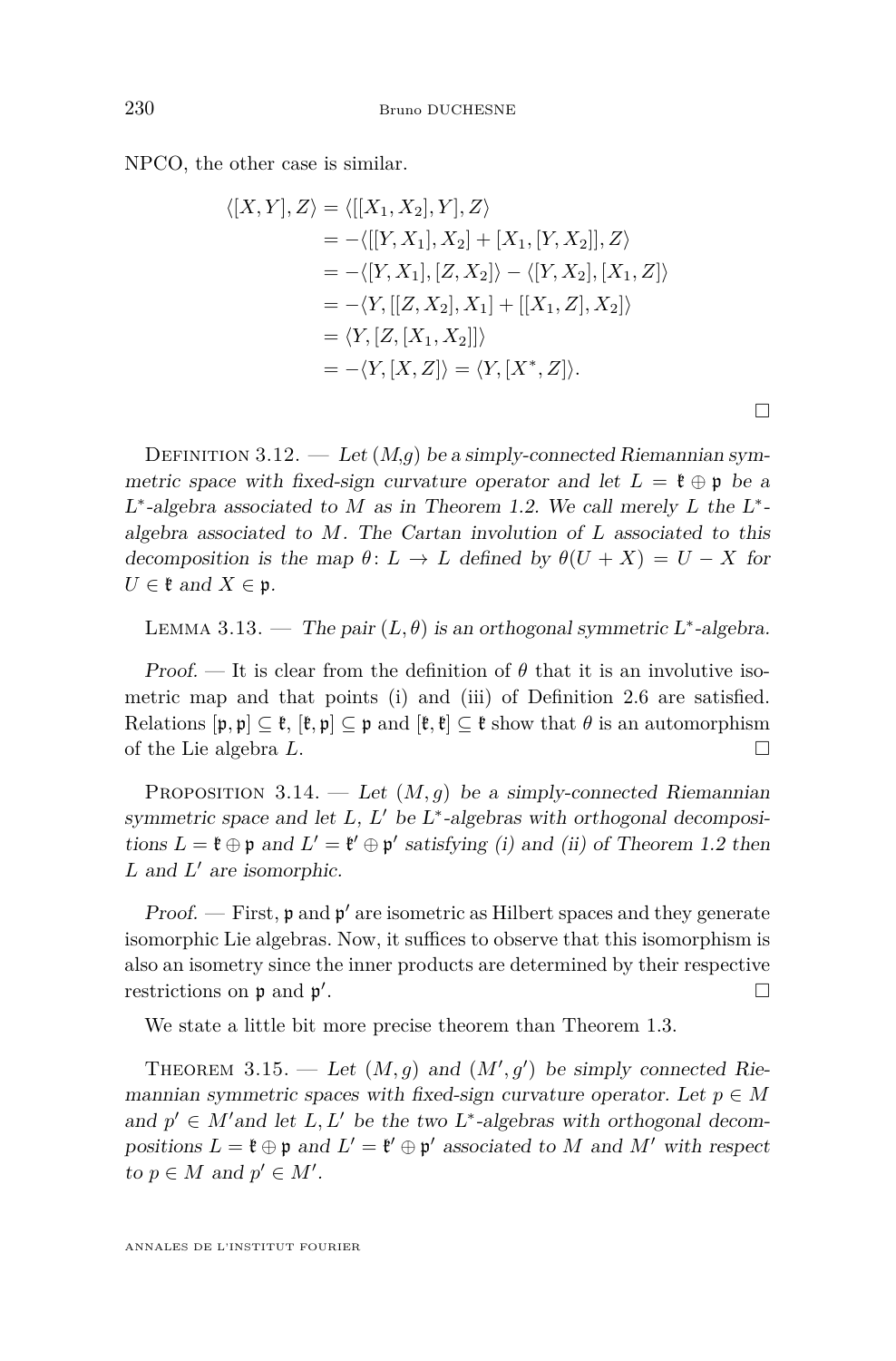NPCO, the other case is similar.

$$
\begin{aligned}
\langle [X,Y],Z\rangle &= \langle [[X_1,X_2],Y],Z\rangle \\
&= -\langle [[Y,X_1],X_2] + [X_1,[Y,X_2]],Z\rangle \\
&= -\langle [Y,X_1],[Z,X_2]\rangle - \langle [Y,X_2],[X_1,Z]\rangle \\
&= -\langle Y,[[Z,X_2],X_1] + [[X_1,Z],X_2]\rangle \\
&= \langle Y,[Z,[X_1,X_2]]\rangle \\
&= -\langle Y,[X,Z]\rangle = \langle Y,[X^*,Z]\rangle.
\end{aligned}
$$

□

Definition 3.12. — *Let $(M,g)$ be a simply-connected Riemannian symmetric space with fixed-sign curvature operator and let $L = \mathfrak{k} \oplus \mathfrak{p}$ be a $L^*$-algebra associated to $M$ as in Theorem 1.2. We call merely $L$ the $L^*$-algebra associated to $M$. The Cartan involution of $L$ associated to this decomposition is the map $\theta\colon L \to L$ defined by $\theta(U+X) = U - X$ for $U \in \mathfrak{k}$ and $X \in \mathfrak{p}$.*

Lemma 3.13. — *The pair $(L,\theta)$ is an orthogonal symmetric $L^*$-algebra.*

*Proof.* — It is clear from the definition of $\theta$ that it is an involutive isometric map and that points (i) and (iii) of Definition 2.6 are satisfied. Relations $[\mathfrak{p},\mathfrak{p}] \subseteq \mathfrak{k}$, $[\mathfrak{k},\mathfrak{p}] \subseteq \mathfrak{p}$ and $[\mathfrak{k},\mathfrak{k}] \subseteq \mathfrak{k}$ show that $\theta$ is an automorphism of the Lie algebra $L$. □

Proposition 3.14. — *Let $(M,g)$ be a simply-connected Riemannian symmetric space and let $L$, $L'$ be $L^*$-algebras with orthogonal decompositions $L = \mathfrak{k} \oplus \mathfrak{p}$ and $L' = \mathfrak{k}' \oplus \mathfrak{p}'$ satisfying (i) and (ii) of Theorem 1.2 then $L$ and $L'$ are isomorphic.*

*Proof.* — First, $\mathfrak{p}$ and $\mathfrak{p}'$ are isometric as Hilbert spaces and they generate isomorphic Lie algebras. Now, it suffices to observe that this isomorphism is also an isometry since the inner products are determined by their respective restrictions on $\mathfrak{p}$ and $\mathfrak{p}'$. □

We state a little bit more precise theorem than Theorem 1.3.

Theorem 3.15. — *Let $(M,g)$ and $(M',g')$ be simply connected Riemannian symmetric spaces with fixed-sign curvature operator. Let $p \in M$ and $p' \in M'$and let $L, L'$ be the two $L^*$-algebras with orthogonal decompositions $L = \mathfrak{k} \oplus \mathfrak{p}$ and $L' = \mathfrak{k}' \oplus \mathfrak{p}'$ associated to $M$ and $M'$ with respect to $p \in M$ and $p' \in M'$.*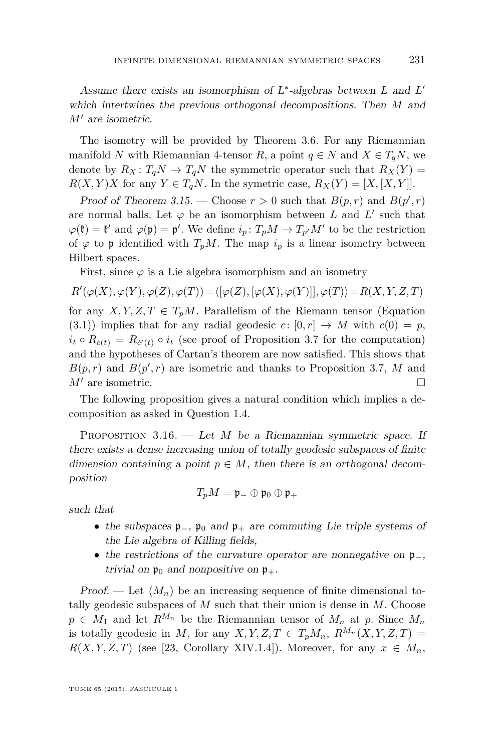*Assume there exists an isomorphism of $L^*$-algebras between $L$ and $L'$ which intertwines the previous orthogonal decompositions. Then $M$ and $M'$ are isometric.*

The isometry will be provided by Theorem 3.6. For any Riemannian manifold $N$ with Riemannian 4-tensor $R$, a point $q \in N$ and $X \in T_qN$, we denote by $R_X : T_qN \to T_qN$ the symmetric operator such that $R_X(Y) = R(X,Y)X$ for any $Y \in T_qN$. In the symetric case, $R_X(Y) = [X,[X,Y]]$.

*Proof of Theorem 3.15.* — Choose $r > 0$ such that $B(p,r)$ and $B(p',r)$ are normal balls. Let $\varphi$ be an isomorphism between $L$ and $L'$ such that $\varphi(\mathfrak{k}) = \mathfrak{k}'$ and $\varphi(\mathfrak{p}) = \mathfrak{p}'$. We define $i_p : T_pM \to T_{p'}M'$ to be the restriction of $\varphi$ to $\mathfrak{p}$ identified with $T_pM$. The map $i_p$ is a linear isometry between Hilbert spaces.

First, since $\varphi$ is a Lie algebra isomorphism and an isometry

$$R'(\varphi(X),\varphi(Y),\varphi(Z),\varphi(T)) = \langle[\varphi(Z),[\varphi(X),\varphi(Y)]],\varphi(T)\rangle = R(X,Y,Z,T)$$

for any $X,Y,Z,T \in T_pM$. Parallelism of the Riemann tensor (Equation (3.1)) implies that for any radial geodesic $c : [0,r] \to M$ with $c(0) = p$, $i_t \circ R_{\dot{c}(t)} = R_{\dot{c}'(t)} \circ i_t$ (see proof of Proposition 3.7 for the computation) and the hypotheses of Cartan's theorem are now satisfied. This shows that $B(p,r)$ and $B(p',r)$ are isometric and thanks to Proposition 3.7, $M$ and $M'$ are isometric. □

The following proposition gives a natural condition which implies a decomposition as asked in Question 1.4.

Proposition 3.16. — *Let $M$ be a Riemannian symmetric space. If there exists a dense increasing union of totally geodesic subspaces of finite dimension containing a point $p \in M$, then there is an orthogonal decomposition*

$$T_pM = \mathfrak{p}_- \oplus \mathfrak{p}_0 \oplus \mathfrak{p}_+$$

*such that*

- *the subspaces $\mathfrak{p}_-$, $\mathfrak{p}_0$ and $\mathfrak{p}_+$ are commuting Lie triple systems of the Lie algebra of Killing fields,*
- *the restrictions of the curvature operator are nonnegative on $\mathfrak{p}_-$, trivial on $\mathfrak{p}_0$ and nonpositive on $\mathfrak{p}_+$.*

*Proof.* — Let $(M_n)$ be an increasing sequence of finite dimensional totally geodesic subspaces of $M$ such that their union is dense in $M$. Choose $p \in M_1$ and let $R^{M_n}$ be the Riemannian tensor of $M_n$ at $p$. Since $M_n$ is totally geodesic in $M$, for any $X,Y,Z,T \in T_pM_n$, $R^{M_n}(X,Y,Z,T) = R(X,Y,Z,T)$ (see [23, Corollary XIV.1.4]). Moreover, for any $x \in M_n$,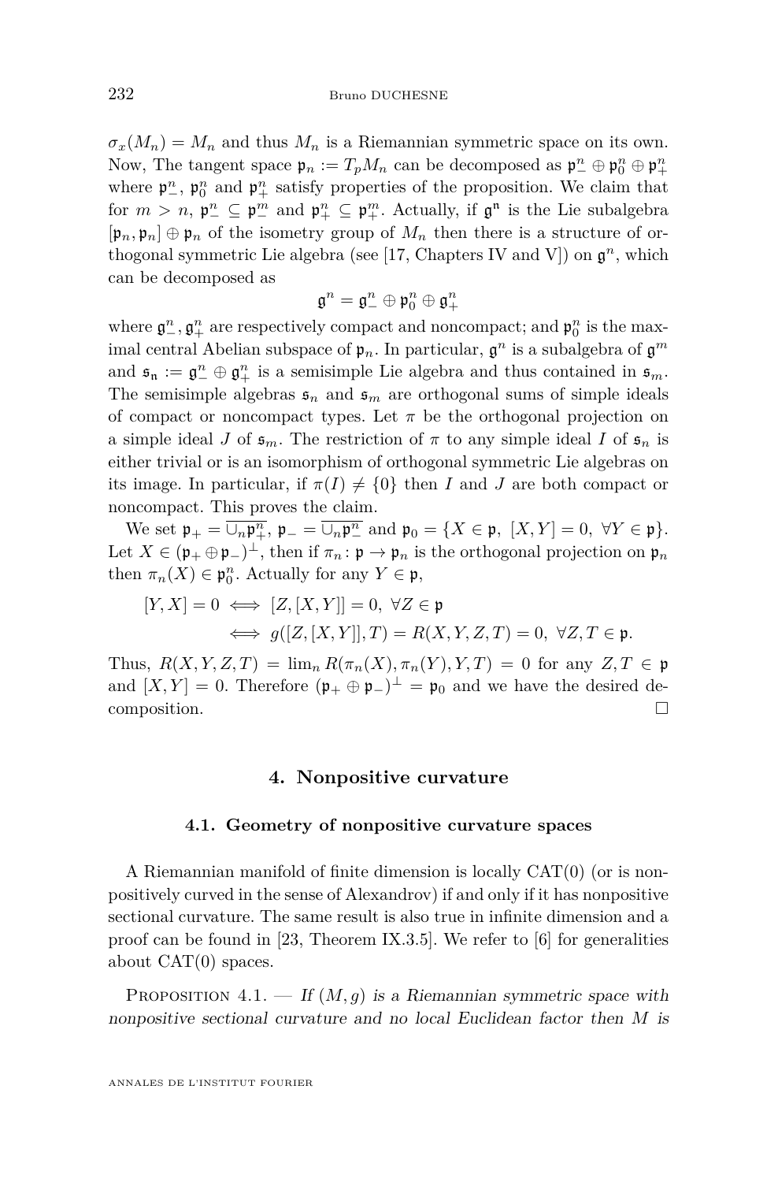$\sigma_x(M_n) = M_n$ and thus $M_n$ is a Riemannian symmetric space on its own. Now, The tangent space $\mathfrak{p}_n := T_pM_n$ can be decomposed as $\mathfrak{p}_-^n \oplus \mathfrak{p}_0^n \oplus \mathfrak{p}_+^n$ where $\mathfrak{p}_-^n$, $\mathfrak{p}_0^n$ and $\mathfrak{p}_+^n$ satisfy properties of the proposition. We claim that for $m > n$, $\mathfrak{p}_-^n \subseteq \mathfrak{p}_-^m$ and $\mathfrak{p}_+^n \subseteq \mathfrak{p}_+^m$. Actually, if $\mathfrak{g}^\mathfrak{n}$ is the Lie subalgebra $[\mathfrak{p}_n, \mathfrak{p}_n] \oplus \mathfrak{p}_n$ of the isometry group of $M_n$ then there is a structure of orthogonal symmetric Lie algebra (see [17, Chapters IV and V]) on $\mathfrak{g}^n$, which can be decomposed as

$$\mathfrak{g}^n = \mathfrak{g}_-^n \oplus \mathfrak{p}_0^n \oplus \mathfrak{g}_+^n$$

where $\mathfrak{g}_-^n, \mathfrak{g}_+^n$ are respectively compact and noncompact; and $\mathfrak{p}_0^n$ is the maximal central Abelian subspace of $\mathfrak{p}_n$. In particular, $\mathfrak{g}^n$ is a subalgebra of $\mathfrak{g}^m$ and $\mathfrak{s}_\mathfrak{n} := \mathfrak{g}_-^n \oplus \mathfrak{g}_+^n$ is a semisimple Lie algebra and thus contained in $\mathfrak{s}_m$. The semisimple algebras $\mathfrak{s}_n$ and $\mathfrak{s}_m$ are orthogonal sums of simple ideals of compact or noncompact types. Let $\pi$ be the orthogonal projection on a simple ideal $J$ of $\mathfrak{s}_m$. The restriction of $\pi$ to any simple ideal $I$ of $\mathfrak{s}_n$ is either trivial or is an isomorphism of orthogonal symmetric Lie algebras on its image. In particular, if $\pi(I) \neq \{0\}$ then $I$ and $J$ are both compact or noncompact. This proves the claim.

We set $\mathfrak{p}_+ = \overline{\cup_n \mathfrak{p}_+^n}$, $\mathfrak{p}_- = \overline{\cup_n \mathfrak{p}_-^n}$ and $\mathfrak{p}_0 = \{X \in \mathfrak{p},\ [X,Y] = 0,\ \forall Y \in \mathfrak{p}\}$. Let $X \in (\mathfrak{p}_+ \oplus \mathfrak{p}_-)^\perp$, then if $\pi_n \colon \mathfrak{p} \to \mathfrak{p}_n$ is the orthogonal projection on $\mathfrak{p}_n$ then $\pi_n(X) \in \mathfrak{p}_0^n$. Actually for any $Y \in \mathfrak{p}$,

$$\begin{aligned}[Y,X] = 0 &\iff [Z,[X,Y]] = 0,\ \forall Z \in \mathfrak{p}\\ &\iff g([Z,[X,Y]],T) = R(X,Y,Z,T) = 0,\ \forall Z,T \in \mathfrak{p}.\end{aligned}$$

Thus, $R(X,Y,Z,T) = \lim_n R(\pi_n(X), \pi_n(Y), Y, T) = 0$ for any $Z,T \in \mathfrak{p}$ and $[X,Y] = 0$. Therefore $(\mathfrak{p}_+ \oplus \mathfrak{p}_-)^\perp = \mathfrak{p}_0$ and we have the desired decomposition. □

## 4. Nonpositive curvature

### 4.1. Geometry of nonpositive curvature spaces

A Riemannian manifold of finite dimension is locally CAT(0) (or is nonpositively curved in the sense of Alexandrov) if and only if it has nonpositive sectional curvature. The same result is also true in infinite dimension and a proof can be found in [23, Theorem IX.3.5]. We refer to [6] for generalities about CAT(0) spaces.

Proposition 4.1. — *If $(M,g)$ is a Riemannian symmetric space with nonpositive sectional curvature and no local Euclidean factor then $M$ is*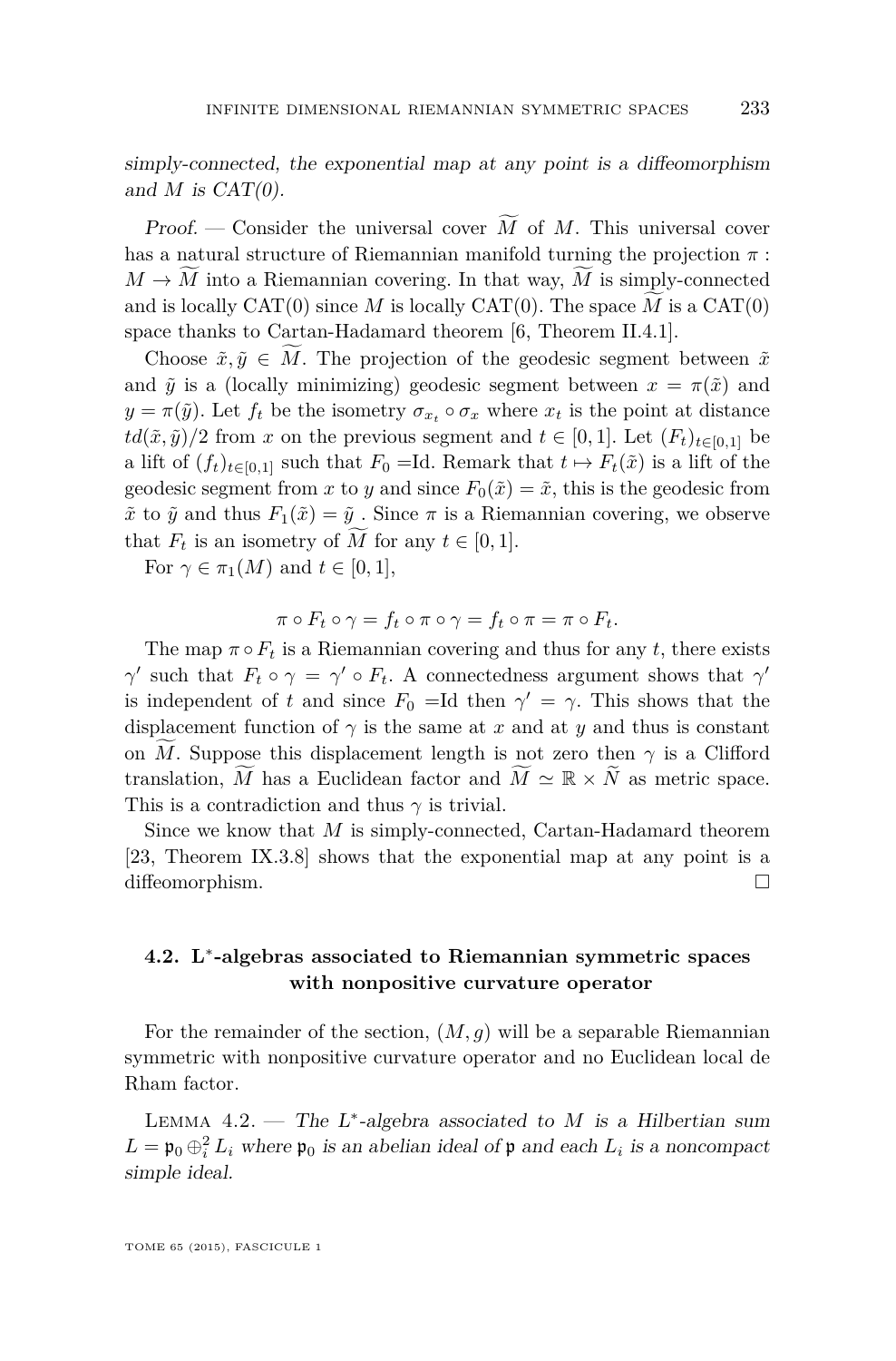*simply-connected, the exponential map at any point is a diffeomorphism and $M$ is CAT(0).*

*Proof.* — Consider the universal cover $\widetilde{M}$ of $M$. This universal cover has a natural structure of Riemannian manifold turning the projection $\pi : M \to \widetilde{M}$ into a Riemannian covering. In that way, $\widetilde{M}$ is simply-connected and is locally CAT(0) since $M$ is locally CAT(0). The space $\widetilde{M}$ is a CAT(0) space thanks to Cartan-Hadamard theorem [6, Theorem II.4.1].

Choose $\tilde{x}, \tilde{y} \in \widetilde{M}$. The projection of the geodesic segment between $\tilde{x}$ and $\tilde{y}$ is a (locally minimizing) geodesic segment between $x = \pi(\tilde{x})$ and $y = \pi(\tilde{y})$. Let $f_t$ be the isometry $\sigma_{x_t} \circ \sigma_x$ where $x_t$ is the point at distance $td(\tilde{x}, \tilde{y})/2$ from $x$ on the previous segment and $t \in [0, 1]$. Let $(F_t)_{t\in[0,1]}$ be a lift of $(f_t)_{t\in[0,1]}$ such that $F_0 =$Id. Remark that $t \mapsto F_t(\tilde{x})$ is a lift of the geodesic segment from $x$ to $y$ and since $F_0(\tilde{x}) = \tilde{x}$, this is the geodesic from $\tilde{x}$ to $\tilde{y}$ and thus $F_1(\tilde{x}) = \tilde{y}$ . Since $\pi$ is a Riemannian covering, we observe that $F_t$ is an isometry of $\widetilde{M}$ for any $t \in [0, 1]$.

For $\gamma \in \pi_1(M)$ and $t \in [0, 1]$,

$$\pi \circ F_t \circ \gamma = f_t \circ \pi \circ \gamma = f_t \circ \pi = \pi \circ F_t.$$

The map $\pi \circ F_t$ is a Riemannian covering and thus for any $t$, there exists $\gamma'$ such that $F_t \circ \gamma = \gamma' \circ F_t$. A connectedness argument shows that $\gamma'$ is independent of $t$ and since $F_0 =$Id then $\gamma' = \gamma$. This shows that the displacement function of $\gamma$ is the same at $x$ and at $y$ and thus is constant on $\widetilde{M}$. Suppose this displacement length is not zero then $\gamma$ is a Clifford translation, $\widetilde{M}$ has a Euclidean factor and $\widetilde{M} \simeq \mathbb{R} \times \widetilde{N}$ as metric space. This is a contradiction and thus $\gamma$ is trivial.

Since we know that $M$ is simply-connected, Cartan-Hadamard theorem [23, Theorem IX.3.8] shows that the exponential map at any point is a diffeomorphism. □

### 4.2. L*-algebras associated to Riemannian symmetric spaces with nonpositive curvature operator

For the remainder of the section, $(M, g)$ will be a separable Riemannian symmetric with nonpositive curvature operator and no Euclidean local de Rham factor.

Lemma 4.2. — *The $L^*$-algebra associated to $M$ is a Hilbertian sum $L = \mathfrak{p}_0 \oplus^2_i L_i$ where $\mathfrak{p}_0$ is an abelian ideal of $\mathfrak{p}$ and each $L_i$ is a noncompact simple ideal.*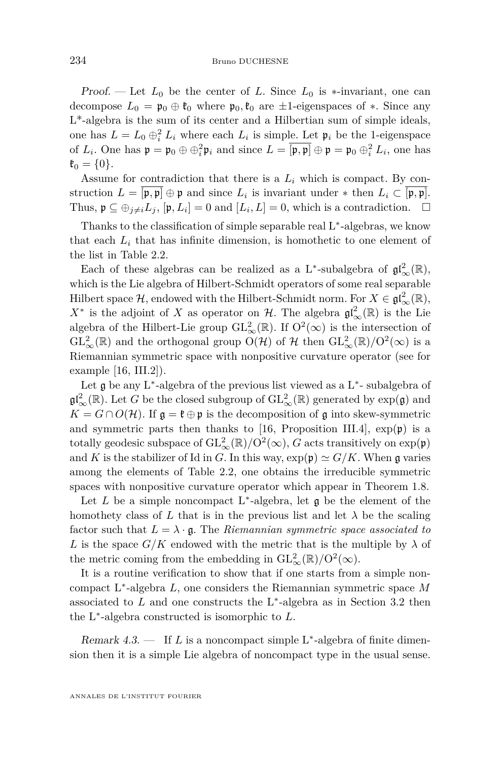*Proof.* — Let $L_0$ be the center of $L$. Since $L_0$ is $*$-invariant, one can decompose $L_0 = \mathfrak{p}_0 \oplus \mathfrak{k}_0$ where $\mathfrak{p}_0, \mathfrak{k}_0$ are $\pm 1$-eigenspaces of $*$. Since any L*-algebra is the sum of its center and a Hilbertian sum of simple ideals, one has $L = L_0 \oplus_i^2 L_i$ where each $L_i$ is simple. Let $\mathfrak{p}_i$ be the 1-eigenspace of $L_i$. One has $\mathfrak{p} = \mathfrak{p}_0 \oplus \oplus_i^2 \mathfrak{p}_i$ and since $L = \overline{[\mathfrak{p}, \mathfrak{p}]} \oplus \mathfrak{p} = \mathfrak{p}_0 \oplus_i^2 L_i$, one has $\mathfrak{k}_0 = \{0\}$.

Assume for contradiction that there is a $L_i$ which is compact. By construction $L = \overline{[\mathfrak{p}, \mathfrak{p}]} \oplus \mathfrak{p}$ and since $L_i$ is invariant under $*$ then $L_i \subset \overline{[\mathfrak{p}, \mathfrak{p}]}$. Thus, $\mathfrak{p} \subseteq \oplus_{j \neq i} L_j$, $[\mathfrak{p}, L_i] = 0$ and $[L_i, L] = 0$, which is a contradiction. $\square$

Thanks to the classification of simple separable real L*-algebras, we know that each $L_i$ that has infinite dimension, is homothetic to one element of the list in Table 2.2.

Each of these algebras can be realized as a L*-subalgebra of $\mathfrak{gl}^2_\infty(\mathbb{R})$, which is the Lie algebra of Hilbert-Schmidt operators of some real separable Hilbert space $\mathcal{H}$, endowed with the Hilbert-Schmidt norm. For $X \in \mathfrak{gl}^2_\infty(\mathbb{R})$, $X^*$ is the adjoint of $X$ as operator on $\mathcal{H}$. The algebra $\mathfrak{gl}^2_\infty(\mathbb{R})$ is the Lie algebra of the Hilbert-Lie group $\mathrm{GL}^2_\infty(\mathbb{R})$. If $\mathrm{O}^2(\infty)$ is the intersection of $\mathrm{GL}^2_\infty(\mathbb{R})$ and the orthogonal group $\mathrm{O}(\mathcal{H})$ of $\mathcal{H}$ then $\mathrm{GL}^2_\infty(\mathbb{R})/\mathrm{O}^2(\infty)$ is a Riemannian symmetric space with nonpositive curvature operator (see for example [16, III.2]).

Let $\mathfrak{g}$ be any L*-algebra of the previous list viewed as a L*- subalgebra of $\mathfrak{gl}^2_\infty(\mathbb{R})$. Let $G$ be the closed subgroup of $\mathrm{GL}^2_\infty(\mathbb{R})$ generated by $\exp(\mathfrak{g})$ and $K = G \cap O(\mathcal{H})$. If $\mathfrak{g} = \mathfrak{k} \oplus \mathfrak{p}$ is the decomposition of $\mathfrak{g}$ into skew-symmetric and symmetric parts then thanks to [16, Proposition III.4], $\exp(\mathfrak{p})$ is a totally geodesic subspace of $\mathrm{GL}^2_\infty(\mathbb{R})/\mathrm{O}^2(\infty)$, $G$ acts transitively on $\exp(\mathfrak{p})$ and $K$ is the stabilizer of Id in $G$. In this way, $\exp(\mathfrak{p}) \simeq G/K$. When $\mathfrak{g}$ varies among the elements of Table 2.2, one obtains the irreducible symmetric spaces with nonpositive curvature operator which appear in Theorem 1.8.

Let $L$ be a simple noncompact L*-algebra, let $\mathfrak{g}$ be the element of the homothety class of $L$ that is in the previous list and let $\lambda$ be the scaling factor such that $L = \lambda \cdot \mathfrak{g}$. The *Riemannian symmetric space associated to* $L$ is the space $G/K$ endowed with the metric that is the multiple by $\lambda$ of the metric coming from the embedding in $\mathrm{GL}^2_\infty(\mathbb{R})/\mathrm{O}^2(\infty)$.

It is a routine verification to show that if one starts from a simple noncompact L*-algebra $L$, one considers the Riemannian symmetric space $M$ associated to $L$ and one constructs the L*-algebra as in Section 3.2 then the L*-algebra constructed is isomorphic to $L$.

*Remark 4.3.* — If $L$ is a noncompact simple L*-algebra of finite dimension then it is a simple Lie algebra of noncompact type in the usual sense.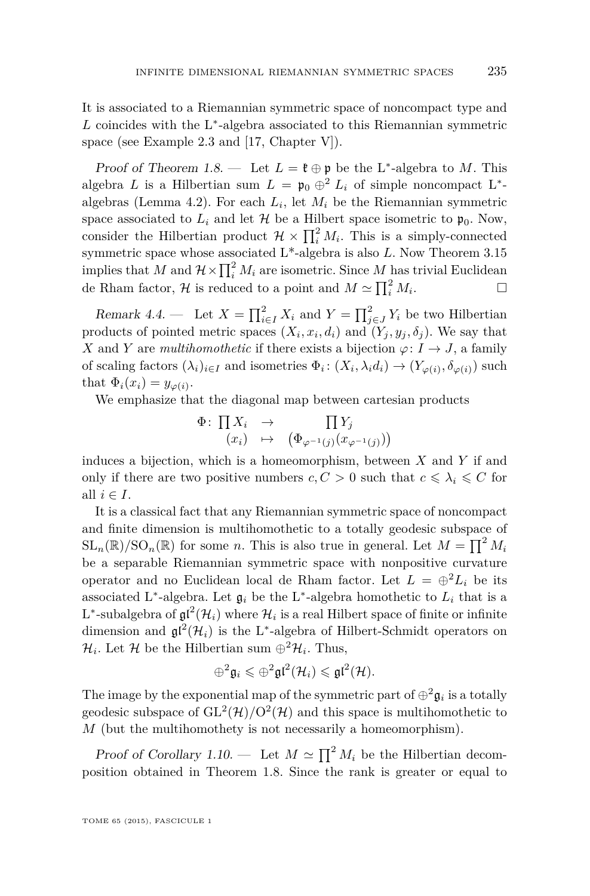It is associated to a Riemannian symmetric space of noncompact type and $L$ coincides with the $L^*$-algebra associated to this Riemannian symmetric space (see Example 2.3 and [17, Chapter V]).

*Proof of Theorem 1.8.* — Let $L = \mathfrak{k} \oplus \mathfrak{p}$ be the $L^*$-algebra to $M$. This algebra $L$ is a Hilbertian sum $L = \mathfrak{p}_0 \oplus^2 L_i$ of simple noncompact $L^*$-algebras (Lemma 4.2). For each $L_i$, let $M_i$ be the Riemannian symmetric space associated to $L_i$ and let $\mathcal{H}$ be a Hilbert space isometric to $\mathfrak{p}_0$. Now, consider the Hilbertian product $\mathcal{H} \times \prod_i^2 M_i$. This is a simply-connected symmetric space whose associated $L^*$-algebra is also $L$. Now Theorem 3.15 implies that $M$ and $\mathcal{H} \times \prod_i^2 M_i$ are isometric. Since $M$ has trivial Euclidean de Rham factor, $\mathcal{H}$ is reduced to a point and $M \simeq \prod_i^2 M_i$. □

*Remark 4.4.* — Let $X = \prod_{i\in I}^2 X_i$ and $Y = \prod_{j\in J}^2 Y_i$ be two Hilbertian products of pointed metric spaces $(X_i, x_i, d_i)$ and $(Y_j, y_j, \delta_j)$. We say that $X$ and $Y$ are *multihomothetic* if there exists a bijection $\varphi\colon I \to J$, a family of scaling factors $(\lambda_i)_{i\in I}$ and isometries $\Phi_i\colon (X_i, \lambda_i d_i) \to (Y_{\varphi(i)}, \delta_{\varphi(i)})$ such that $\Phi_i(x_i) = y_{\varphi(i)}$.

We emphasize that the diagonal map between cartesian products

$$\begin{array}{rccc} \Phi\colon & \prod X_i & \to & \prod Y_j \\ & (x_i) & \mapsto & \left(\Phi_{\varphi^{-1}(j)}(x_{\varphi^{-1}(j)})\right) \end{array}$$

induces a bijection, which is a homeomorphism, between $X$ and $Y$ if and only if there are two positive numbers $c, C > 0$ such that $c \leqslant \lambda_i \leqslant C$ for all $i \in I$.

It is a classical fact that any Riemannian symmetric space of noncompact and finite dimension is multihomothetic to a totally geodesic subspace of $\mathrm{SL}_n(\mathbb{R})/\mathrm{SO}_n(\mathbb{R})$ for some $n$. This is also true in general. Let $M = \prod^2 M_i$ be a separable Riemannian symmetric space with nonpositive curvature operator and no Euclidean local de Rham factor. Let $L = \oplus^2 L_i$ be its associated $L^*$-algebra. Let $\mathfrak{g}_i$ be the $L^*$-algebra homothetic to $L_i$ that is a $L^*$-subalgebra of $\mathfrak{gl}^2(\mathcal{H}_i)$ where $\mathcal{H}_i$ is a real Hilbert space of finite or infinite dimension and $\mathfrak{gl}^2(\mathcal{H}_i)$ is the $L^*$-algebra of Hilbert-Schmidt operators on $\mathcal{H}_i$. Let $\mathcal{H}$ be the Hilbertian sum $\oplus^2 \mathcal{H}_i$. Thus,

$$\oplus^2 \mathfrak{g}_i \leqslant \oplus^2 \mathfrak{gl}^2(\mathcal{H}_i) \leqslant \mathfrak{gl}^2(\mathcal{H}).$$

The image by the exponential map of the symmetric part of $\oplus^2 \mathfrak{g}_i$ is a totally geodesic subspace of $\mathrm{GL}^2(\mathcal{H})/\mathrm{O}^2(\mathcal{H})$ and this space is multihomothetic to $M$ (but the multihomothety is not necessarily a homeomorphism).

*Proof of Corollary 1.10.* — Let $M \simeq \prod^2 M_i$ be the Hilbertian decomposition obtained in Theorem 1.8. Since the rank is greater or equal to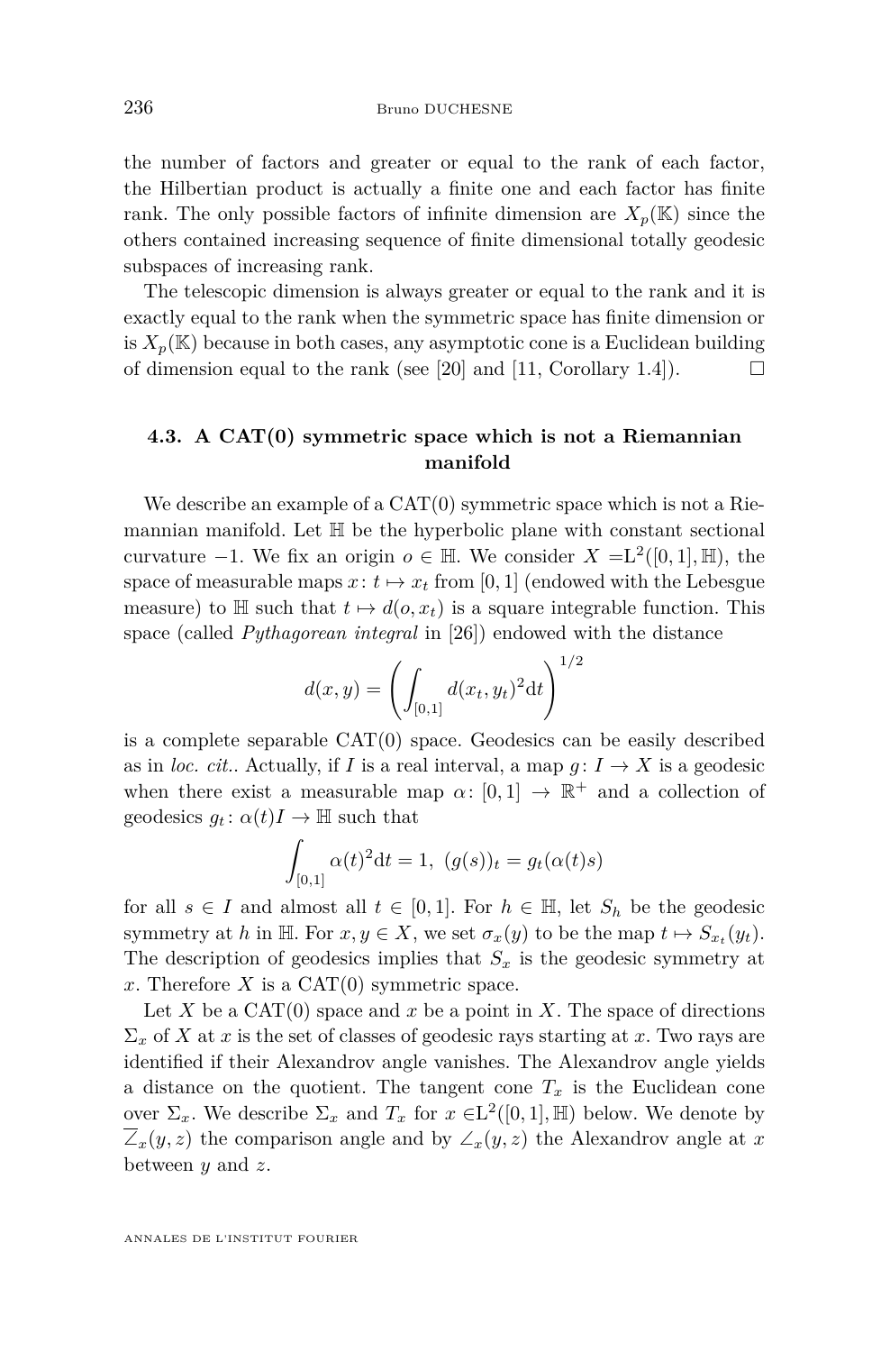the number of factors and greater or equal to the rank of each factor, the Hilbertian product is actually a finite one and each factor has finite rank. The only possible factors of infinite dimension are $X_p(\mathbb{K})$ since the others contained increasing sequence of finite dimensional totally geodesic subspaces of increasing rank.

The telescopic dimension is always greater or equal to the rank and it is exactly equal to the rank when the symmetric space has finite dimension or is $X_p(\mathbb{K})$ because in both cases, any asymptotic cone is a Euclidean building of dimension equal to the rank (see [20] and [11, Corollary 1.4]). □

### 4.3. A CAT(0) symmetric space which is not a Riemannian manifold

We describe an example of a CAT(0) symmetric space which is not a Riemannian manifold. Let $\mathbb{H}$ be the hyperbolic plane with constant sectional curvature $-1$. We fix an origin $o \in \mathbb{H}$. We consider $X = \mathrm{L}^2([0,1], \mathbb{H})$, the space of measurable maps $x \colon t \mapsto x_t$ from $[0,1]$ (endowed with the Lebesgue measure) to $\mathbb{H}$ such that $t \mapsto d(o, x_t)$ is a square integrable function. This space (called *Pythagorean integral* in [26]) endowed with the distance

$$d(x,y) = \left( \int_{[0,1]} d(x_t, y_t)^2 \mathrm{d}t \right)^{1/2}$$

is a complete separable CAT(0) space. Geodesics can be easily described as in *loc. cit.*. Actually, if $I$ is a real interval, a map $g \colon I \to X$ is a geodesic when there exist a measurable map $\alpha \colon [0,1] \to \mathbb{R}^+$ and a collection of geodesics $g_t \colon \alpha(t)I \to \mathbb{H}$ such that

$$\int_{[0,1]} \alpha(t)^2 \mathrm{d}t = 1, \ (g(s))_t = g_t(\alpha(t)s)$$

for all $s \in I$ and almost all $t \in [0,1]$. For $h \in \mathbb{H}$, let $S_h$ be the geodesic symmetry at $h$ in $\mathbb{H}$. For $x, y \in X$, we set $\sigma_x(y)$ to be the map $t \mapsto S_{x_t}(y_t)$. The description of geodesics implies that $S_x$ is the geodesic symmetry at $x$. Therefore $X$ is a CAT(0) symmetric space.

Let $X$ be a CAT(0) space and $x$ be a point in $X$. The space of directions $\Sigma_x$ of $X$ at $x$ is the set of classes of geodesic rays starting at $x$. Two rays are identified if their Alexandrov angle vanishes. The Alexandrov angle yields a distance on the quotient. The tangent cone $T_x$ is the Euclidean cone over $\Sigma_x$. We describe $\Sigma_x$ and $T_x$ for $x \in \mathrm{L}^2([0,1], \mathbb{H})$ below. We denote by $\overline{\angle}_x(y,z)$ the comparison angle and by $\angle_x(y,z)$ the Alexandrov angle at $x$ between $y$ and $z$.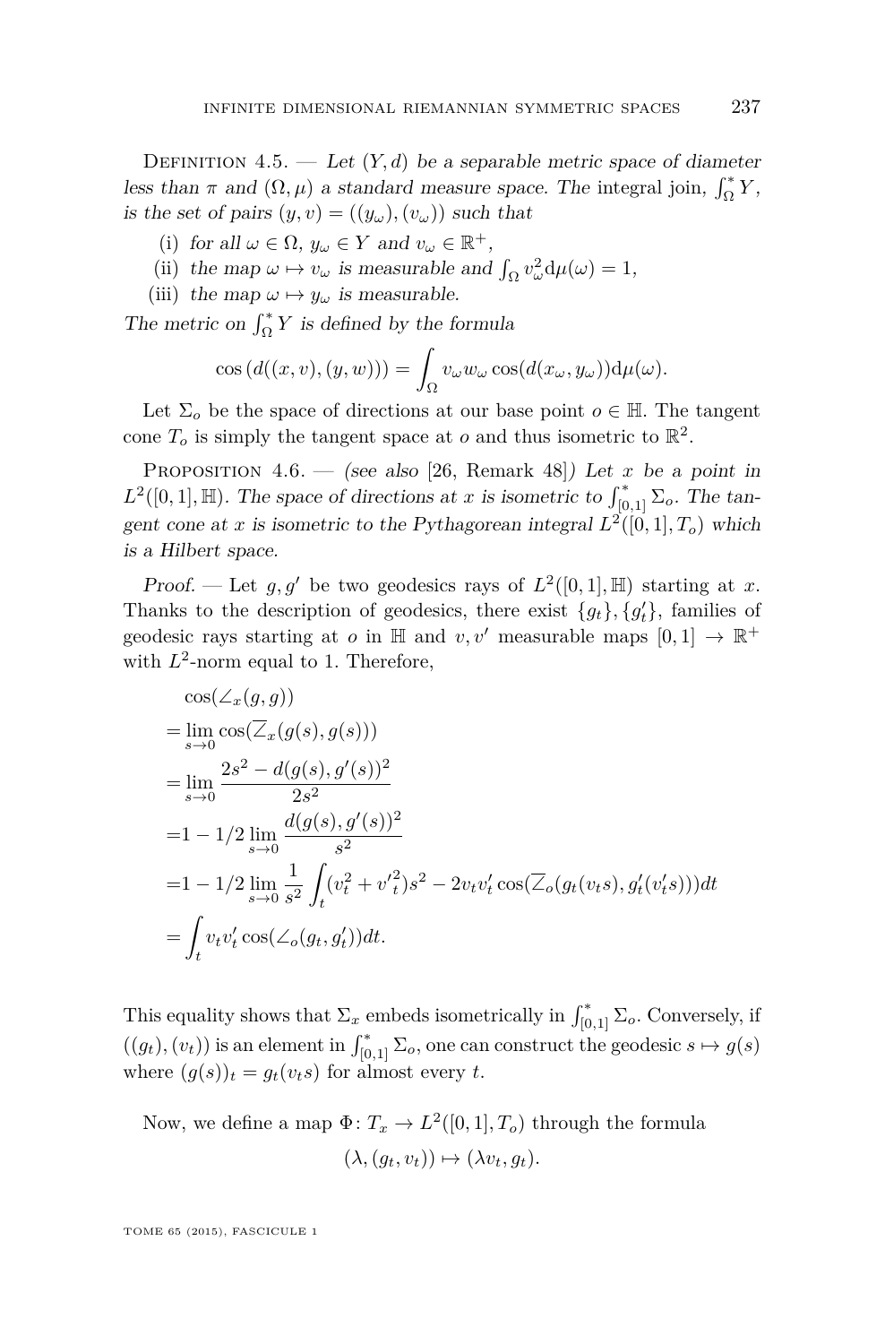Definition 4.5. — *Let $(Y,d)$ be a separable metric space of diameter less than $\pi$ and $(\Omega,\mu)$ a standard measure space. The* integral join, $\int_\Omega^* Y$, *is the set of pairs $(y,v)=((y_\omega),(v_\omega))$ such that*

(i) *for all $\omega\in\Omega$, $y_\omega\in Y$ and $v_\omega\in\mathbb{R}^+$,*

(ii) *the map $\omega\mapsto v_\omega$ is measurable and $\int_\Omega v_\omega^2 \mathrm{d}\mu(\omega)=1$,*

(iii) *the map $\omega\mapsto y_\omega$ is measurable.*

*The metric on $\int_\Omega^* Y$ is defined by the formula*

$$\cos\left(d((x,v),(y,w))\right)=\int_\Omega v_\omega w_\omega \cos(d(x_\omega,y_\omega))\mathrm{d}\mu(\omega).$$

Let $\Sigma_o$ be the space of directions at our base point $o\in\mathbb{H}$. The tangent cone $T_o$ is simply the tangent space at $o$ and thus isometric to $\mathbb{R}^2$.

Proposition 4.6. — *(see also [26, Remark 48]) Let $x$ be a point in $L^2([0,1],\mathbb{H})$. The space of directions at $x$ is isometric to $\int_{[0,1]}^*\Sigma_o$. The tangent cone at $x$ is isometric to the Pythagorean integral $L^2([0,1],T_o)$ which is a Hilbert space.*

*Proof.* — Let $g,g'$ be two geodesics rays of $L^2([0,1],\mathbb{H})$ starting at $x$. Thanks to the description of geodesics, there exist $\{g_t\},\{g'_t\}$, families of geodesic rays starting at $o$ in $\mathbb{H}$ and $v,v'$ measurable maps $[0,1]\to\mathbb{R}^+$ with $L^2$-norm equal to 1. Therefore,

$$\begin{aligned}
&\cos(\angle_x(g,g))\\
=&\lim_{s\to 0}\cos(\overline{\angle}_x(g(s),g(s)))\\
=&\lim_{s\to 0}\frac{2s^2-d(g(s),g'(s))^2}{2s^2}\\
=&1-1/2\lim_{s\to 0}\frac{d(g(s),g'(s))^2}{s^2}\\
=&1-1/2\lim_{s\to 0}\frac{1}{s^2}\int_t (v_t^2+{v'}_t^2)s^2-2v_tv'_t\cos(\overline{\angle}_o(g_t(v_ts),g'_t(v'_ts)))dt\\
=&\int_t v_tv'_t\cos(\angle_o(g_t,g'_t))dt.
\end{aligned}$$

This equality shows that $\Sigma_x$ embeds isometrically in $\int_{[0,1]}^*\Sigma_o$. Conversely, if $((g_t),(v_t))$ is an element in $\int_{[0,1]}^*\Sigma_o$, one can construct the geodesic $s\mapsto g(s)$ where $(g(s))_t=g_t(v_ts)$ for almost every $t$.

Now, we define a map $\Phi\colon T_x\to L^2([0,1],T_o)$ through the formula

$$(\lambda,(g_t,v_t))\mapsto(\lambda v_t,g_t).$$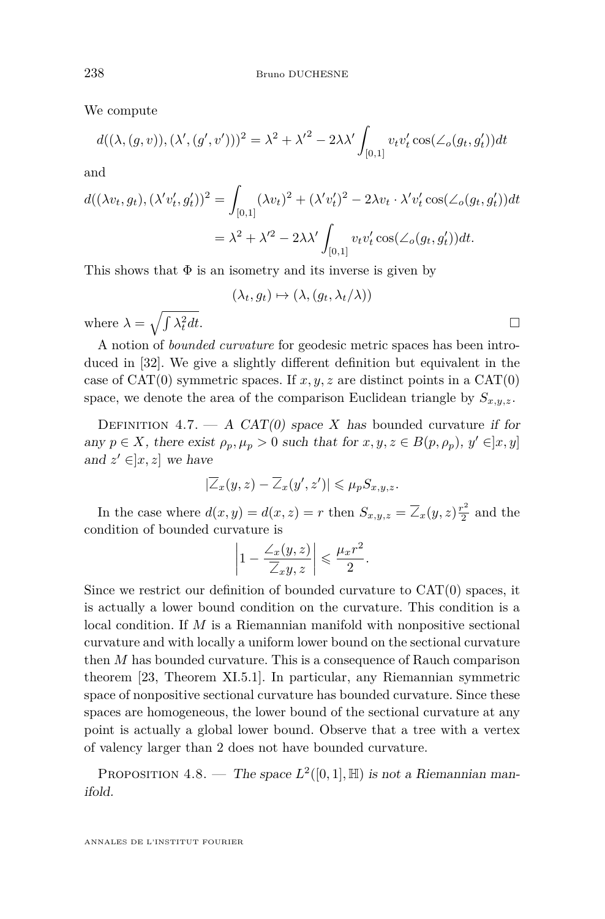We compute

$$d((\lambda,(g,v)),(\lambda',(g',v')))^2 = \lambda^2 + {\lambda'}^2 - 2\lambda\lambda'\int_{[0,1]} v_t v_t' \cos(\angle_o(g_t,g_t'))dt$$

and

$$\begin{aligned} d((\lambda v_t, g_t),(\lambda' v_t', g_t'))^2 &= \int_{[0,1]} (\lambda v_t)^2 + (\lambda' v_t')^2 - 2\lambda v_t \cdot \lambda' v_t' \cos(\angle_o(g_t,g_t'))dt \\ &= \lambda^2 + \lambda'^2 - 2\lambda\lambda'\int_{[0,1]} v_t v_t' \cos(\angle_o(g_t,g_t'))dt. \end{aligned}$$

This shows that $\Phi$ is an isometry and its inverse is given by

$$(\lambda_t, g_t) \mapsto (\lambda, (g_t, \lambda_t/\lambda))$$

where $\lambda = \sqrt{\int \lambda_t^2 dt}$. □

A notion of *bounded curvature* for geodesic metric spaces has been introduced in [32]. We give a slightly different definition but equivalent in the case of CAT(0) symmetric spaces. If $x, y, z$ are distinct points in a CAT(0) space, we denote the area of the comparison Euclidean triangle by $S_{x,y,z}$.

Definition 4.7. — *A CAT(0) space $X$ has* bounded curvature *if for any $p \in X$, there exist $\rho_p, \mu_p > 0$ such that for $x, y, z \in B(p, \rho_p)$, $y' \in ]x, y]$ and $z' \in ]x, z]$ we have*

$$|\overline{\angle}_x(y,z) - \overline{\angle}_x(y',z')| \leqslant \mu_p S_{x,y,z}.$$

In the case where $d(x,y) = d(x,z) = r$ then $S_{x,y,z} = \overline{\angle}_x(y,z)\frac{r^2}{2}$ and the condition of bounded curvature is

$$\left|1 - \frac{\angle_x(y,z)}{\overline{\angle}_x y, z}\right| \leqslant \frac{\mu_x r^2}{2}.$$

Since we restrict our definition of bounded curvature to CAT(0) spaces, it is actually a lower bound condition on the curvature. This condition is a local condition. If $M$ is a Riemannian manifold with nonpositive sectional curvature and with locally a uniform lower bound on the sectional curvature then $M$ has bounded curvature. This is a consequence of Rauch comparison theorem [23, Theorem XI.5.1]. In particular, any Riemannian symmetric space of nonpositive sectional curvature has bounded curvature. Since these spaces are homogeneous, the lower bound of the sectional curvature at any point is actually a global lower bound. Observe that a tree with a vertex of valency larger than 2 does not have bounded curvature.

Proposition 4.8. — *The space $L^2([0,1], \mathbb{H})$ is not a Riemannian manifold.*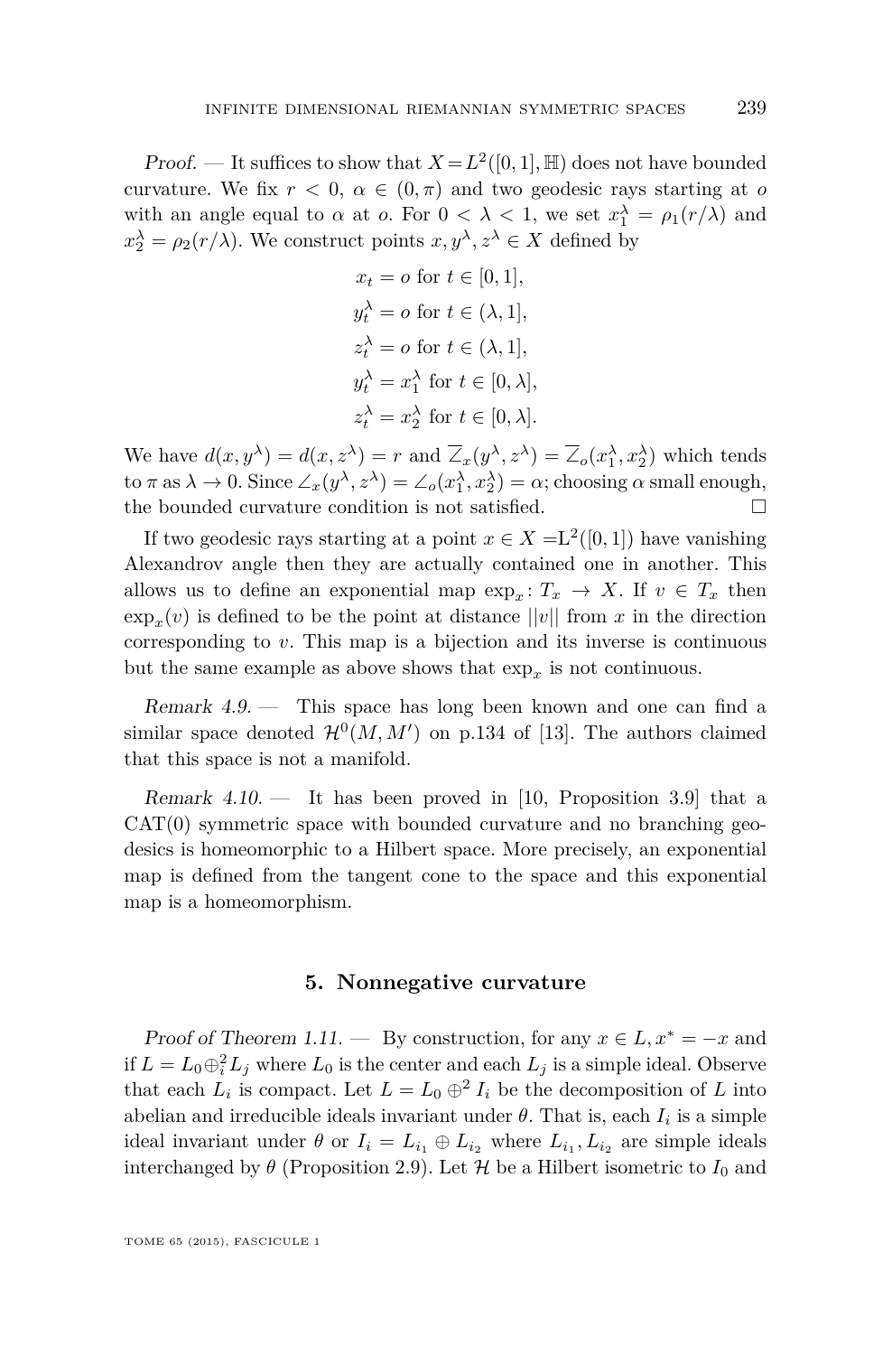*Proof.* — It suffices to show that $X = L^2([0,1],\mathbb{H})$ does not have bounded curvature. We fix $r < 0$, $\alpha \in (0,\pi)$ and two geodesic rays starting at $o$ with an angle equal to $\alpha$ at $o$. For $0 < \lambda < 1$, we set $x_1^\lambda = \rho_1(r/\lambda)$ and $x_2^\lambda = \rho_2(r/\lambda)$. We construct points $x, y^\lambda, z^\lambda \in X$ defined by

$$
\begin{aligned}
x_t &= o \text{ for } t \in [0,1],\\
y_t^\lambda &= o \text{ for } t \in (\lambda,1],\\
z_t^\lambda &= o \text{ for } t \in (\lambda,1],\\
y_t^\lambda &= x_1^\lambda \text{ for } t \in [0,\lambda],\\
z_t^\lambda &= x_2^\lambda \text{ for } t \in [0,\lambda].
\end{aligned}
$$

We have $d(x,y^\lambda) = d(x,z^\lambda) = r$ and $\overline{\angle}_x(y^\lambda,z^\lambda) = \overline{\angle}_o(x_1^\lambda,x_2^\lambda)$ which tends to $\pi$ as $\lambda \to 0$. Since $\angle_x(y^\lambda,z^\lambda) = \angle_o(x_1^\lambda,x_2^\lambda) = \alpha$; choosing $\alpha$ small enough, the bounded curvature condition is not satisfied. $\square$

If two geodesic rays starting at a point $x \in X = \mathrm{L}^2([0,1])$ have vanishing Alexandrov angle then they are actually contained one in another. This allows us to define an exponential map $\exp_x \colon T_x \to X$. If $v \in T_x$ then $\exp_x(v)$ is defined to be the point at distance $||v||$ from $x$ in the direction corresponding to $v$. This map is a bijection and its inverse is continuous but the same example as above shows that $\exp_x$ is not continuous.

*Remark 4.9.* — This space has long been known and one can find a similar space denoted $\mathcal{H}^0(M,M')$ on p.134 of [13]. The authors claimed that this space is not a manifold.

*Remark 4.10.* — It has been proved in [10, Proposition 3.9] that a CAT(0) symmetric space with bounded curvature and no branching geodesics is homeomorphic to a Hilbert space. More precisely, an exponential map is defined from the tangent cone to the space and this exponential map is a homeomorphism.

## 5. Nonnegative curvature

*Proof of Theorem 1.11.* — By construction, for any $x \in L, x^* = -x$ and if $L = L_0 \oplus_i^2 L_j$ where $L_0$ is the center and each $L_j$ is a simple ideal. Observe that each $L_i$ is compact. Let $L = L_0 \oplus^2 I_i$ be the decomposition of $L$ into abelian and irreducible ideals invariant under $\theta$. That is, each $I_i$ is a simple ideal invariant under $\theta$ or $I_i = L_{i_1} \oplus L_{i_2}$ where $L_{i_1}, L_{i_2}$ are simple ideals interchanged by $\theta$ (Proposition 2.9). Let $\mathcal{H}$ be a Hilbert isometric to $I_0$ and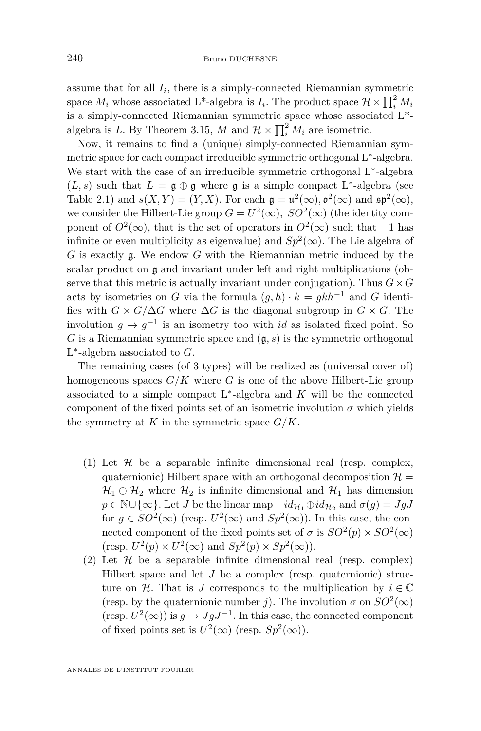assume that for all $I_i$, there is a simply-connected Riemannian symmetric space $M_i$ whose associated L*-algebra is $I_i$. The product space $\mathcal{H} \times \prod_i^2 M_i$ is a simply-connected Riemannian symmetric space whose associated L*-algebra is $L$. By Theorem 3.15, $M$ and $\mathcal{H} \times \prod_i^2 M_i$ are isometric.

Now, it remains to find a (unique) simply-connected Riemannian symmetric space for each compact irreducible symmetric orthogonal L*-algebra. We start with the case of an irreducible symmetric orthogonal L*-algebra $(L, s)$ such that $L = \mathfrak{g} \oplus \mathfrak{g}$ where $\mathfrak{g}$ is a simple compact L*-algebra (see Table 2.1) and $s(X, Y) = (Y, X)$. For each $\mathfrak{g} = \mathfrak{u}^2(\infty), \mathfrak{o}^2(\infty)$ and $\mathfrak{sp}^2(\infty)$, we consider the Hilbert-Lie group $G = U^2(\infty)$, $SO^2(\infty)$ (the identity component of $O^2(\infty)$, that is the set of operators in $O^2(\infty)$ such that $-1$ has infinite or even multiplicity as eigenvalue) and $Sp^2(\infty)$. The Lie algebra of $G$ is exactly $\mathfrak{g}$. We endow $G$ with the Riemannian metric induced by the scalar product on $\mathfrak{g}$ and invariant under left and right multiplications (observe that this metric is actually invariant under conjugation). Thus $G \times G$ acts by isometries on $G$ via the formula $(g, h) \cdot k = gkh^{-1}$ and $G$ identifies with $G \times G/\Delta G$ where $\Delta G$ is the diagonal subgroup in $G \times G$. The involution $g \mapsto g^{-1}$ is an isometry too with $id$ as isolated fixed point. So $G$ is a Riemannian symmetric space and $(\mathfrak{g}, s)$ is the symmetric orthogonal L*-algebra associated to $G$.

The remaining cases (of 3 types) will be realized as (universal cover of) homogeneous spaces $G/K$ where $G$ is one of the above Hilbert-Lie group associated to a simple compact L*-algebra and $K$ will be the connected component of the fixed points set of an isometric involution $\sigma$ which yields the symmetry at $K$ in the symmetric space $G/K$.

(1) Let $\mathcal{H}$ be a separable infinite dimensional real (resp. complex, quaternionic) Hilbert space with an orthogonal decomposition $\mathcal{H} = \mathcal{H}_1 \oplus \mathcal{H}_2$ where $\mathcal{H}_2$ is infinite dimensional and $\mathcal{H}_1$ has dimension $p \in \mathbb{N} \cup \{\infty\}$. Let $J$ be the linear map $-id_{\mathcal{H}_1} \oplus id_{\mathcal{H}_2}$ and $\sigma(g) = JgJ$ for $g \in SO^2(\infty)$ (resp. $U^2(\infty)$ and $Sp^2(\infty)$). In this case, the connected component of the fixed points set of $\sigma$ is $SO^2(p) \times SO^2(\infty)$ (resp. $U^2(p) \times U^2(\infty)$ and $Sp^2(p) \times Sp^2(\infty)$).

(2) Let $\mathcal{H}$ be a separable infinite dimensional real (resp. complex) Hilbert space and let $J$ be a complex (resp. quaternionic) structure on $\mathcal{H}$. That is $J$ corresponds to the multiplication by $i \in \mathbb{C}$ (resp. by the quaternionic number $j$). The involution $\sigma$ on $SO^2(\infty)$ (resp. $U^2(\infty)$) is $g \mapsto JgJ^{-1}$. In this case, the connected component of fixed points set is $U^2(\infty)$ (resp. $Sp^2(\infty)$).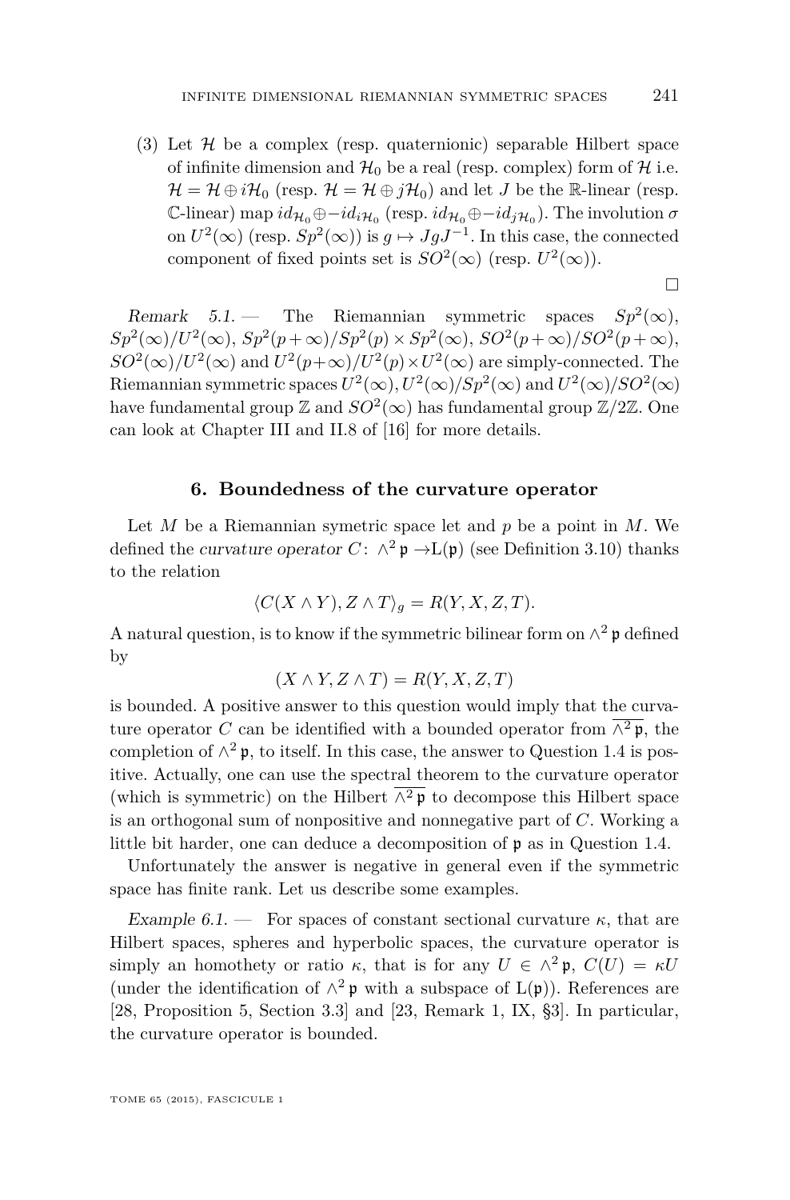(3) Let $\mathcal{H}$ be a complex (resp. quaternionic) separable Hilbert space of infinite dimension and $\mathcal{H}_0$ be a real (resp. complex) form of $\mathcal{H}$ i.e. $\mathcal{H} = \mathcal{H} \oplus i\mathcal{H}_0$ (resp. $\mathcal{H} = \mathcal{H} \oplus j\mathcal{H}_0$) and let $J$ be the $\mathbb{R}$-linear (resp. $\mathbb{C}$-linear) map $id_{\mathcal{H}_0} \oplus -id_{i\mathcal{H}_0}$ (resp. $id_{\mathcal{H}_0} \oplus -id_{j\mathcal{H}_0}$). The involution $\sigma$ on $U^2(\infty)$ (resp. $Sp^2(\infty)$) is $g \mapsto JgJ^{-1}$. In this case, the connected component of fixed points set is $SO^2(\infty)$ (resp. $U^2(\infty)$).

□

*Remark 5.1.* — The Riemannian symmetric spaces $Sp^2(\infty)$, $Sp^2(\infty)/U^2(\infty)$, $Sp^2(p+\infty)/Sp^2(p) \times Sp^2(\infty)$, $SO^2(p+\infty)/SO^2(p+\infty)$, $SO^2(\infty)/U^2(\infty)$ and $U^2(p+\infty)/U^2(p) \times U^2(\infty)$ are simply-connected. The Riemannian symmetric spaces $U^2(\infty)$, $U^2(\infty)/Sp^2(\infty)$ and $U^2(\infty)/SO^2(\infty)$ have fundamental group $\mathbb{Z}$ and $SO^2(\infty)$ has fundamental group $\mathbb{Z}/2\mathbb{Z}$. One can look at Chapter III and II.8 of [16] for more details.

## 6. Boundedness of the curvature operator

Let $M$ be a Riemannian symetric space let and $p$ be a point in $M$. We defined the *curvature operator* $C\colon \wedge^2 \mathfrak{p} \to \mathrm{L}(\mathfrak{p})$ (see Definition 3.10) thanks to the relation

$$\langle C(X \wedge Y), Z \wedge T\rangle_g = R(Y, X, Z, T).$$

A natural question, is to know if the symmetric bilinear form on $\wedge^2 \mathfrak{p}$ defined by

$$(X \wedge Y, Z \wedge T) = R(Y, X, Z, T)$$

is bounded. A positive answer to this question would imply that the curvature operator $C$ can be identified with a bounded operator from $\overline{\wedge^2 \mathfrak{p}}$, the completion of $\wedge^2 \mathfrak{p}$, to itself. In this case, the answer to Question 1.4 is positive. Actually, one can use the spectral theorem to the curvature operator (which is symmetric) on the Hilbert $\overline{\wedge^2 \mathfrak{p}}$ to decompose this Hilbert space is an orthogonal sum of nonpositive and nonnegative part of $C$. Working a little bit harder, one can deduce a decomposition of $\mathfrak{p}$ as in Question 1.4.

Unfortunately the answer is negative in general even if the symmetric space has finite rank. Let us describe some examples.

*Example 6.1.* — For spaces of constant sectional curvature $\kappa$, that are Hilbert spaces, spheres and hyperbolic spaces, the curvature operator is simply an homothety or ratio $\kappa$, that is for any $U \in \wedge^2 \mathfrak{p}$, $C(U) = \kappa U$ (under the identification of $\wedge^2 \mathfrak{p}$ with a subspace of $\mathrm{L}(\mathfrak{p})$). References are [28, Proposition 5, Section 3.3] and [23, Remark 1, IX, §3]. In particular, the curvature operator is bounded.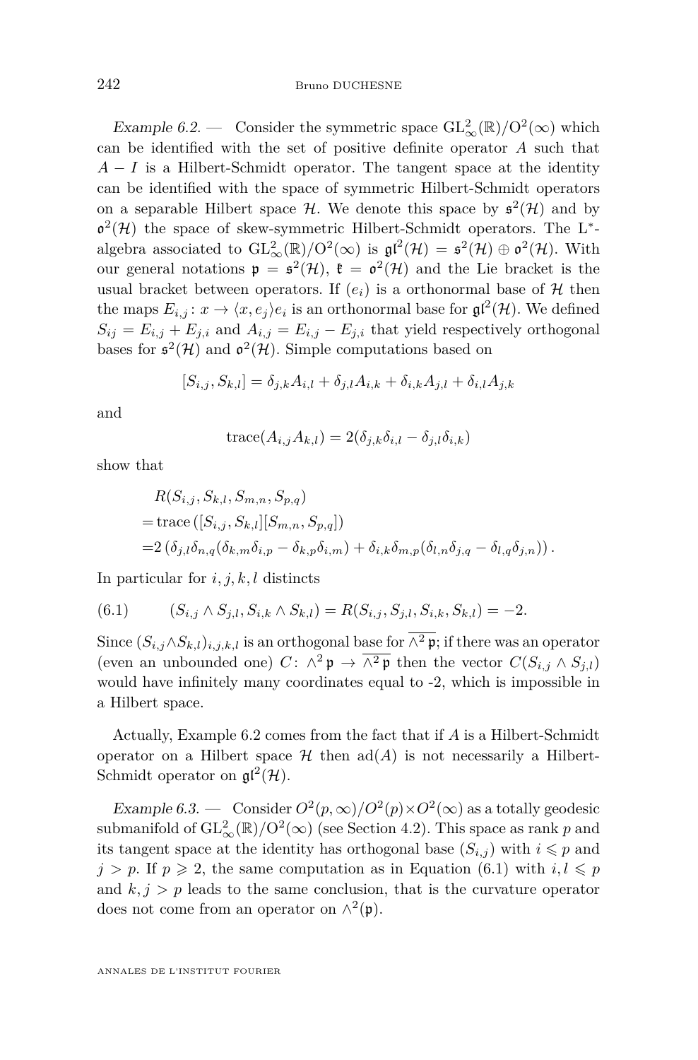*Example 6.2.* — Consider the symmetric space $\mathrm{GL}^2_\infty(\mathbb{R})/\mathrm{O}^2(\infty)$ which can be identified with the set of positive definite operator $A$ such that $A - I$ is a Hilbert-Schmidt operator. The tangent space at the identity can be identified with the space of symmetric Hilbert-Schmidt operators on a separable Hilbert space $\mathcal{H}$. We denote this space by $\mathfrak{s}^2(\mathcal{H})$ and by $\mathfrak{o}^2(\mathcal{H})$ the space of skew-symmetric Hilbert-Schmidt operators. The L*-algebra associated to $\mathrm{GL}^2_\infty(\mathbb{R})/\mathrm{O}^2(\infty)$ is $\mathfrak{gl}^2(\mathcal{H}) = \mathfrak{s}^2(\mathcal{H}) \oplus \mathfrak{o}^2(\mathcal{H})$. With our general notations $\mathfrak{p} = \mathfrak{s}^2(\mathcal{H})$, $\mathfrak{k} = \mathfrak{o}^2(\mathcal{H})$ and the Lie bracket is the usual bracket between operators. If $(e_i)$ is a orthonormal base of $\mathcal{H}$ then the maps $E_{i,j}\colon x \to \langle x, e_j\rangle e_i$ is an orthonormal base for $\mathfrak{gl}^2(\mathcal{H})$. We defined $S_{ij} = E_{i,j} + E_{j,i}$ and $A_{i,j} = E_{i,j} - E_{j,i}$ that yield respectively orthogonal bases for $\mathfrak{s}^2(\mathcal{H})$ and $\mathfrak{o}^2(\mathcal{H})$. Simple computations based on

$$[S_{i,j}, S_{k,l}] = \delta_{j,k}A_{i,l} + \delta_{j,l}A_{i,k} + \delta_{i,k}A_{j,l} + \delta_{i,l}A_{j,k}$$

and

$$\mathrm{trace}(A_{i,j}A_{k,l}) = 2(\delta_{j,k}\delta_{i,l} - \delta_{j,l}\delta_{i,k})$$

show that

$$\begin{aligned}
&R(S_{i,j}, S_{k,l}, S_{m,n}, S_{p,q})\\
=&\,\mathrm{trace}\left([S_{i,j}, S_{k,l}][S_{m,n}, S_{p,q}]\right)\\
=&\,2\left(\delta_{j,l}\delta_{n,q}(\delta_{k,m}\delta_{i,p} - \delta_{k,p}\delta_{i,m}) + \delta_{i,k}\delta_{m,p}(\delta_{l,n}\delta_{j,q} - \delta_{l,q}\delta_{j,n})\right).
\end{aligned}$$

In particular for $i,j,k,l$ distincts

$$(S_{i,j}\wedge S_{j,l}, S_{i,k}\wedge S_{k,l}) = R(S_{i,j}, S_{j,l}, S_{i,k}, S_{k,l}) = -2. \tag{6.1}$$

Since $(S_{i,j}\wedge S_{k,l})_{i,j,k,l}$ is an orthogonal base for $\overline{\wedge^2\mathfrak{p}}$; if there was an operator (even an unbounded one) $C\colon \wedge^2\mathfrak{p} \to \overline{\wedge^2\mathfrak{p}}$ then the vector $C(S_{i,j}\wedge S_{j,l})$ would have infinitely many coordinates equal to -2, which is impossible in a Hilbert space.

Actually, Example 6.2 comes from the fact that if $A$ is a Hilbert-Schmidt operator on a Hilbert space $\mathcal{H}$ then $\mathrm{ad}(A)$ is not necessarily a Hilbert-Schmidt operator on $\mathfrak{gl}^2(\mathcal{H})$.

*Example 6.3.* — Consider $O^2(p,\infty)/O^2(p)\times O^2(\infty)$ as a totally geodesic submanifold of $\mathrm{GL}^2_\infty(\mathbb{R})/\mathrm{O}^2(\infty)$ (see Section 4.2). This space as rank $p$ and its tangent space at the identity has orthogonal base $(S_{i,j})$ with $i \leqslant p$ and $j > p$. If $p \geqslant 2$, the same computation as in Equation (6.1) with $i, l \leqslant p$ and $k, j > p$ leads to the same conclusion, that is the curvature operator does not come from an operator on $\wedge^2(\mathfrak{p})$.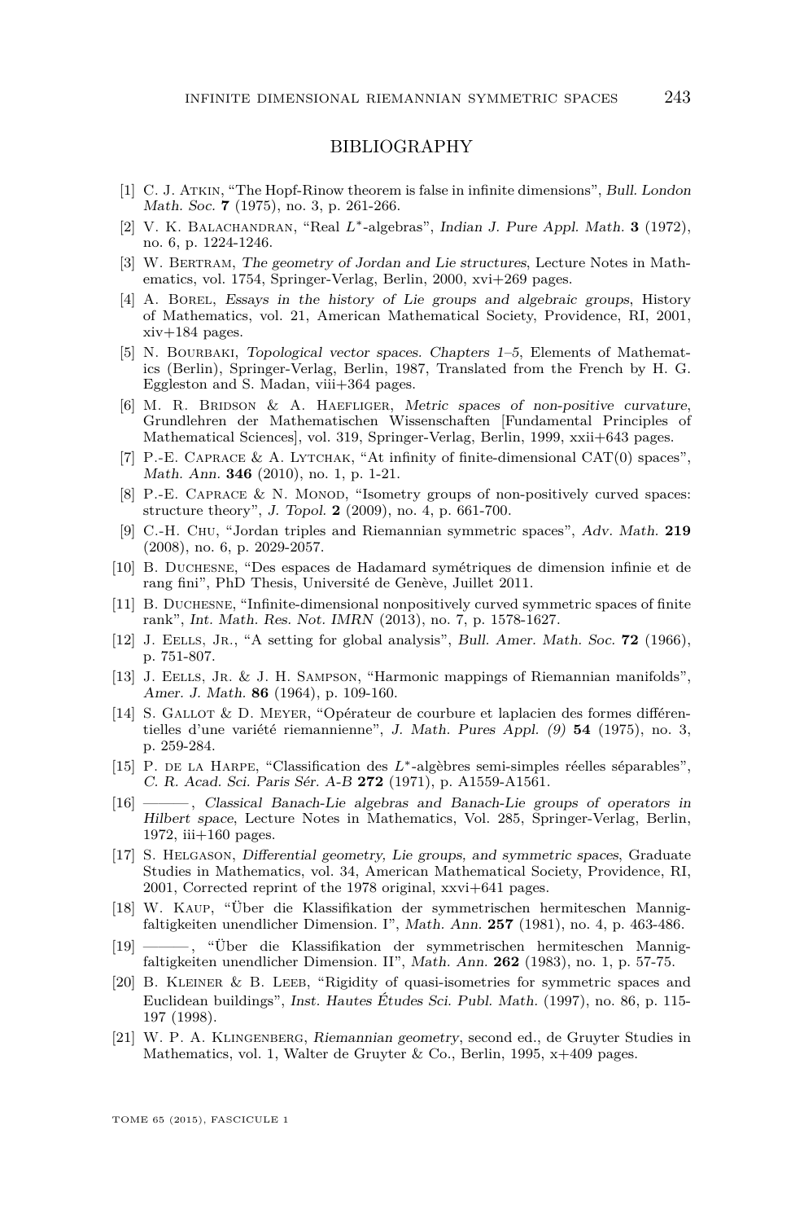# BIBLIOGRAPHY

[1] C. J. Atkin, "The Hopf-Rinow theorem is false in infinite dimensions", *Bull. London Math. Soc.* **7** (1975), no. 3, p. 261-266.

[2] V. K. Balachandran, "Real $L^*$-algebras", *Indian J. Pure Appl. Math.* **3** (1972), no. 6, p. 1224-1246.

[3] W. Bertram, *The geometry of Jordan and Lie structures*, Lecture Notes in Mathematics, vol. 1754, Springer-Verlag, Berlin, 2000, xvi+269 pages.

[4] A. Borel, *Essays in the history of Lie groups and algebraic groups*, History of Mathematics, vol. 21, American Mathematical Society, Providence, RI, 2001, xiv+184 pages.

[5] N. Bourbaki, *Topological vector spaces. Chapters 1–5*, Elements of Mathematics (Berlin), Springer-Verlag, Berlin, 1987, Translated from the French by H. G. Eggleston and S. Madan, viii+364 pages.

[6] M. R. Bridson & A. Haefliger, *Metric spaces of non-positive curvature*, Grundlehren der Mathematischen Wissenschaften [Fundamental Principles of Mathematical Sciences], vol. 319, Springer-Verlag, Berlin, 1999, xxii+643 pages.

[7] P.-E. Caprace & A. Lytchak, "At infinity of finite-dimensional CAT(0) spaces", *Math. Ann.* **346** (2010), no. 1, p. 1-21.

[8] P.-E. Caprace & N. Monod, "Isometry groups of non-positively curved spaces: structure theory", *J. Topol.* **2** (2009), no. 4, p. 661-700.

[9] C.-H. Chu, "Jordan triples and Riemannian symmetric spaces", *Adv. Math.* **219** (2008), no. 6, p. 2029-2057.

[10] B. Duchesne, "Des espaces de Hadamard symétriques de dimension infinie et de rang fini", PhD Thesis, Université de Genève, Juillet 2011.

[11] B. Duchesne, "Infinite-dimensional nonpositively curved symmetric spaces of finite rank", *Int. Math. Res. Not. IMRN* (2013), no. 7, p. 1578-1627.

[12] J. Eells, Jr., "A setting for global analysis", *Bull. Amer. Math. Soc.* **72** (1966), p. 751-807.

[13] J. Eells, Jr. & J. H. Sampson, "Harmonic mappings of Riemannian manifolds", *Amer. J. Math.* **86** (1964), p. 109-160.

[14] S. Gallot & D. Meyer, "Opérateur de courbure et laplacien des formes différentielles d'une variété riemannienne", *J. Math. Pures Appl. (9)* **54** (1975), no. 3, p. 259-284.

[15] P. de la Harpe, "Classification des $L^*$-algèbres semi-simples réelles séparables", *C. R. Acad. Sci. Paris Sér. A-B* **272** (1971), p. A1559-A1561.

[16] ———, *Classical Banach-Lie algebras and Banach-Lie groups of operators in Hilbert space*, Lecture Notes in Mathematics, Vol. 285, Springer-Verlag, Berlin, 1972, iii+160 pages.

[17] S. Helgason, *Differential geometry, Lie groups, and symmetric spaces*, Graduate Studies in Mathematics, vol. 34, American Mathematical Society, Providence, RI, 2001, Corrected reprint of the 1978 original, xxvi+641 pages.

[18] W. Kaup, "Über die Klassifikation der symmetrischen hermiteschen Mannigfaltigkeiten unendlicher Dimension. I", *Math. Ann.* **257** (1981), no. 4, p. 463-486.

[19] ———, "Über die Klassifikation der symmetrischen hermiteschen Mannigfaltigkeiten unendlicher Dimension. II", *Math. Ann.* **262** (1983), no. 1, p. 57-75.

[20] B. Kleiner & B. Leeb, "Rigidity of quasi-isometries for symmetric spaces and Euclidean buildings", *Inst. Hautes Études Sci. Publ. Math.* (1997), no. 86, p. 115-197 (1998).

[21] W. P. A. Klingenberg, *Riemannian geometry*, second ed., de Gruyter Studies in Mathematics, vol. 1, Walter de Gruyter & Co., Berlin, 1995, x+409 pages.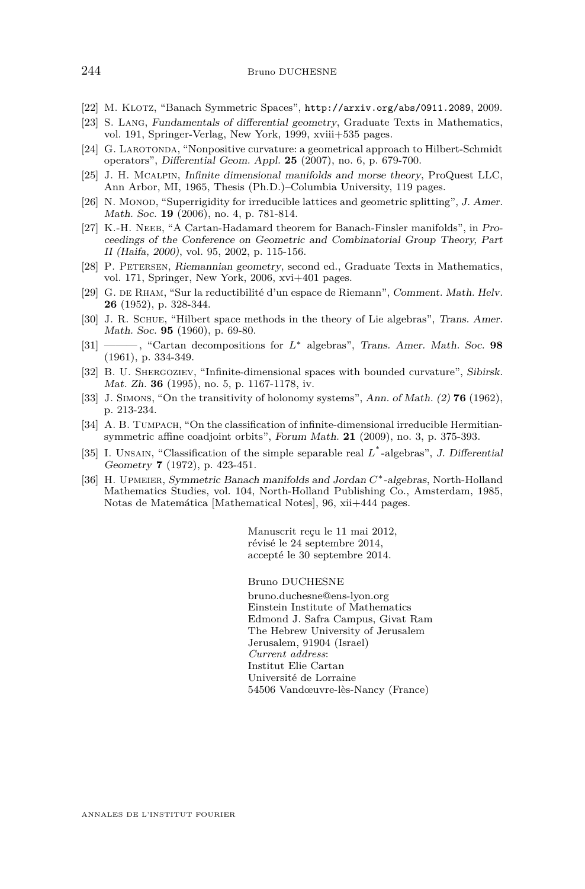[22] M. Klotz, "Banach Symmetric Spaces", http://arxiv.org/abs/0911.2089, 2009.

[23] S. Lang, *Fundamentals of differential geometry*, Graduate Texts in Mathematics, vol. 191, Springer-Verlag, New York, 1999, xviii+535 pages.

[24] G. Larotonda, "Nonpositive curvature: a geometrical approach to Hilbert-Schmidt operators", *Differential Geom. Appl.* **25** (2007), no. 6, p. 679-700.

[25] J. H. Mcalpin, *Infinite dimensional manifolds and morse theory*, ProQuest LLC, Ann Arbor, MI, 1965, Thesis (Ph.D.)–Columbia University, 119 pages.

[26] N. Monod, "Superrigidity for irreducible lattices and geometric splitting", *J. Amer. Math. Soc.* **19** (2006), no. 4, p. 781-814.

[27] K.-H. Neeb, "A Cartan-Hadamard theorem for Banach-Finsler manifolds", in *Proceedings of the Conference on Geometric and Combinatorial Group Theory, Part II (Haifa, 2000)*, vol. 95, 2002, p. 115-156.

[28] P. Petersen, *Riemannian geometry*, second ed., Graduate Texts in Mathematics, vol. 171, Springer, New York, 2006, xvi+401 pages.

[29] G. de Rham, "Sur la reductibilité d'un espace de Riemann", *Comment. Math. Helv.* **26** (1952), p. 328-344.

[30] J. R. Schue, "Hilbert space methods in the theory of Lie algebras", *Trans. Amer. Math. Soc.* **95** (1960), p. 69-80.

[31] ———, "Cartan decompositions for $L^*$ algebras", *Trans. Amer. Math. Soc.* **98** (1961), p. 334-349.

[32] B. U. Shergoziev, "Infinite-dimensional spaces with bounded curvature", *Sibirsk. Mat. Zh.* **36** (1995), no. 5, p. 1167-1178, iv.

[33] J. Simons, "On the transitivity of holonomy systems", *Ann. of Math. (2)* **76** (1962), p. 213-234.

[34] A. B. Tumpach, "On the classification of infinite-dimensional irreducible Hermitian-symmetric affine coadjoint orbits", *Forum Math.* **21** (2009), no. 3, p. 375-393.

[35] I. Unsain, "Classification of the simple separable real $L^*$-algebras", *J. Differential Geometry* **7** (1972), p. 423-451.

[36] H. Upmeier, *Symmetric Banach manifolds and Jordan $C^*$-algebras*, North-Holland Mathematics Studies, vol. 104, North-Holland Publishing Co., Amsterdam, 1985, Notas de Matemática [Mathematical Notes], 96, xii+444 pages.

Manuscrit reçu le 11 mai 2012,
révisé le 24 septembre 2014,
accepté le 30 septembre 2014.

Bruno DUCHESNE
bruno.duchesne@ens-lyon.org
Einstein Institute of Mathematics
Edmond J. Safra Campus, Givat Ram
The Hebrew University of Jerusalem
Jerusalem, 91904 (Israel)
*Current address*:
Institut Elie Cartan
Université de Lorraine
54506 Vandœuvre-lès-Nancy (France)